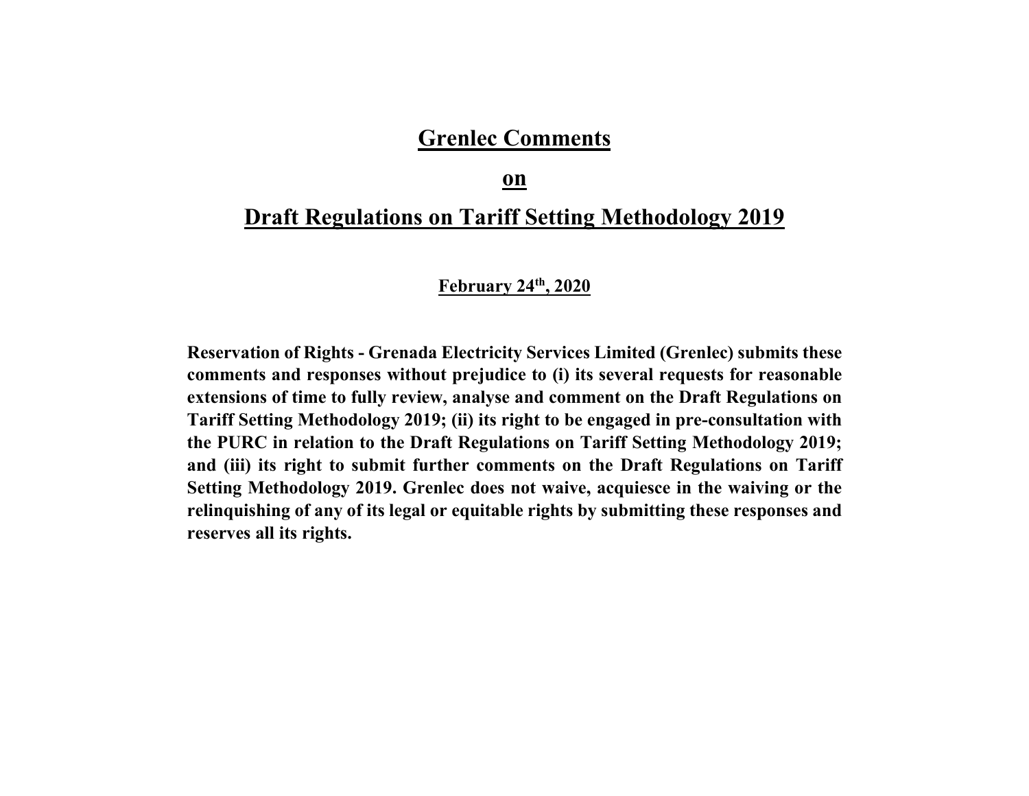# Grenlec Comments

# on

# Draft Regulations on Tariff Setting Methodology 2019

**February 24th, 2020**

**Reservation of Rights - Grenada Electricity Services Limited (Grenlec) submits these comments and responses without prejudice to (i) its several requests for reasonable extensions of time to fully review, analyse and comment on the Draft Regulations on Tariff Setting Methodology 2019; (ii) its right to be engaged in pre-consultation with the PURC in relation to the Draft Regulations on Tariff Setting Methodology 2019; and (iii) its right to submit further comments on the Draft Regulations on Tariff Setting Methodology 2019. Grenlec does not waive, acquiesce in the waiving or the relinquishing of any of its legal or equitable rights by submitting these responses and reserves all its rights.**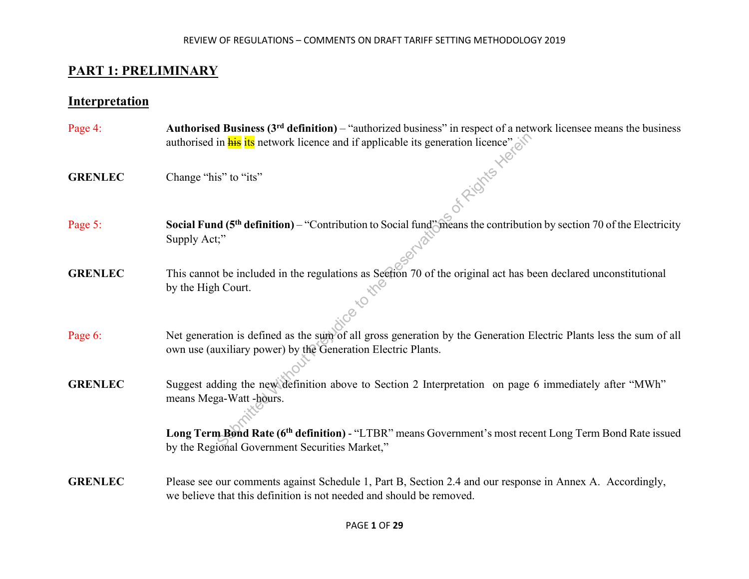## PART 1: PRELIMINARY

### Interpretation

Page 4: **Authorised Business (3rd definition)** – "authorized business" in respect of a network licensee means the business authorised in ~~his~~ its network licence and if applicable its generation licence"

**GRENLEC** Change "his" to "its"

Page 5: **Social Fund (5th definition)** – "Contribution to Social fund" means the contribution by section 70 of the Electricity Supply Act;"

**GRENLEC** This cannot be included in the regulations as Section 70 of the original act has been declared unconstitutional by the High Court.

Page 6: Net generation is defined as the sum of all gross generation by the Generation Electric Plants less the sum of all own use (auxiliary power) by the Generation Electric Plants.

**GRENLEC** Suggest adding the new definition above to Section 2 Interpretation on page 6 immediately after "MWh" means Mega-Watt -hours.

**Long Term Bond Rate (6th definition)** - "LTBR" means Government's most recent Long Term Bond Rate issued by the Regional Government Securities Market,"

**GRENLEC** Please see our comments against Schedule 1, Part B, Section 2.4 and our response in Annex A. Accordingly, we believe that this definition is not needed and should be removed.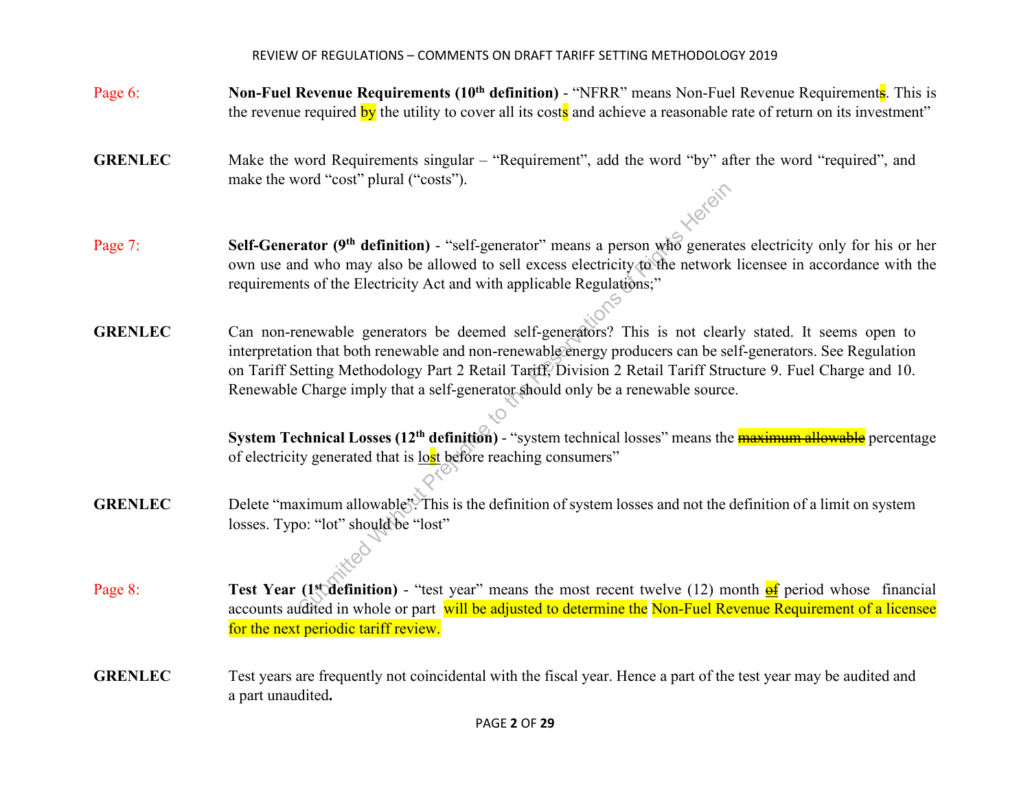Page 6: **Non-Fuel Revenue Requirements (10th definition)** - "NFRR" means Non-Fuel Revenue Requirement~~s~~. This is the revenue required by the utility to cover all its costs and achieve a reasonable rate of return on its investment"

**GRENLEC** Make the word Requirements singular – "Requirement", add the word "by" after the word "required", and make the word "cost" plural ("costs").

Page 7: **Self-Generator (9th definition)** - "self-generator" means a person who generates electricity only for his or her own use and who may also be allowed to sell excess electricity to the network licensee in accordance with the requirements of the Electricity Act and with applicable Regulations;"

**GRENLEC** Can non-renewable generators be deemed self-generators? This is not clearly stated. It seems open to interpretation that both renewable and non-renewable energy producers can be self-generators. See Regulation on Tariff Setting Methodology Part 2 Retail Tariff, Division 2 Retail Tariff Structure 9. Fuel Charge and 10. Renewable Charge imply that a self-generator should only be a renewable source.

**System Technical Losses (12th definition)** - "system technical losses" means the ~~maximum allowable~~ percentage of electricity generated that is lost before reaching consumers"

**GRENLEC** Delete "maximum allowable". This is the definition of system losses and not the definition of a limit on system losses. Typo: "lot" should be "lost"

Page 8: **Test Year (1st definition)** - "test year" means the most recent twelve (12) month ~~of~~ period whose financial accounts audited in whole or part will be adjusted to determine the Non-Fuel Revenue Requirement of a licensee for the next periodic tariff review.

**GRENLEC** Test years are frequently not coincidental with the fiscal year. Hence a part of the test year may be audited and a part unaudited.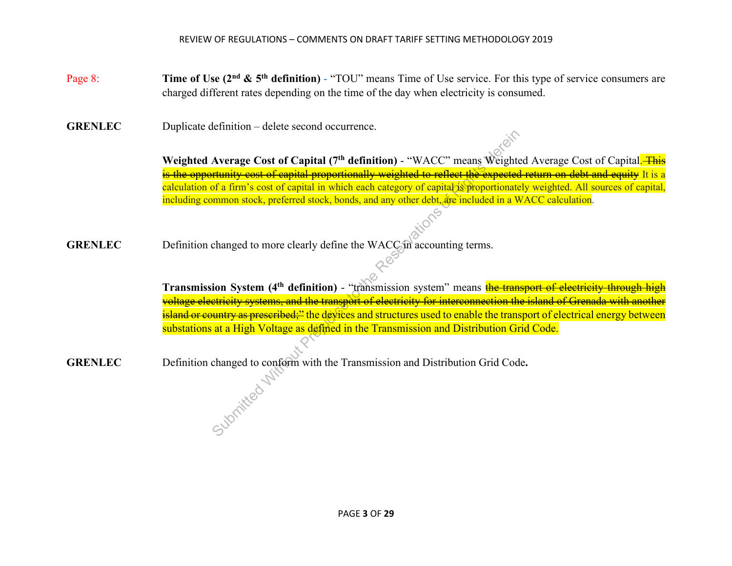Page 8: **Time of Use (2nd & 5th definition)** - "TOU" means Time of Use service. For this type of service consumers are charged different rates depending on the time of the day when electricity is consumed.

**GRENLEC** Duplicate definition – delete second occurrence.

**Weighted Average Cost of Capital (7th definition)** - "WACC" means Weighted Average Cost of Capital. ~~This is the opportunity cost of capital proportionally weighted to reflect the expected return on debt and equity~~ It is a calculation of a firm's cost of capital in which each category of capital is proportionately weighted. All sources of capital, including common stock, preferred stock, bonds, and any other debt, are included in a WACC calculation.

**GRENLEC** Definition changed to more clearly define the WACC in accounting terms.

**Transmission System (4th definition)** - "transmission system" means ~~the transport of electricity through high voltage electricity systems, and the transport of electricity for interconnection the island of Grenada with another island or country as prescribed;"~~ the devices and structures used to enable the transport of electrical energy between substations at a High Voltage as defined in the Transmission and Distribution Grid Code.

**GRENLEC** Definition changed to conform with the Transmission and Distribution Grid Code.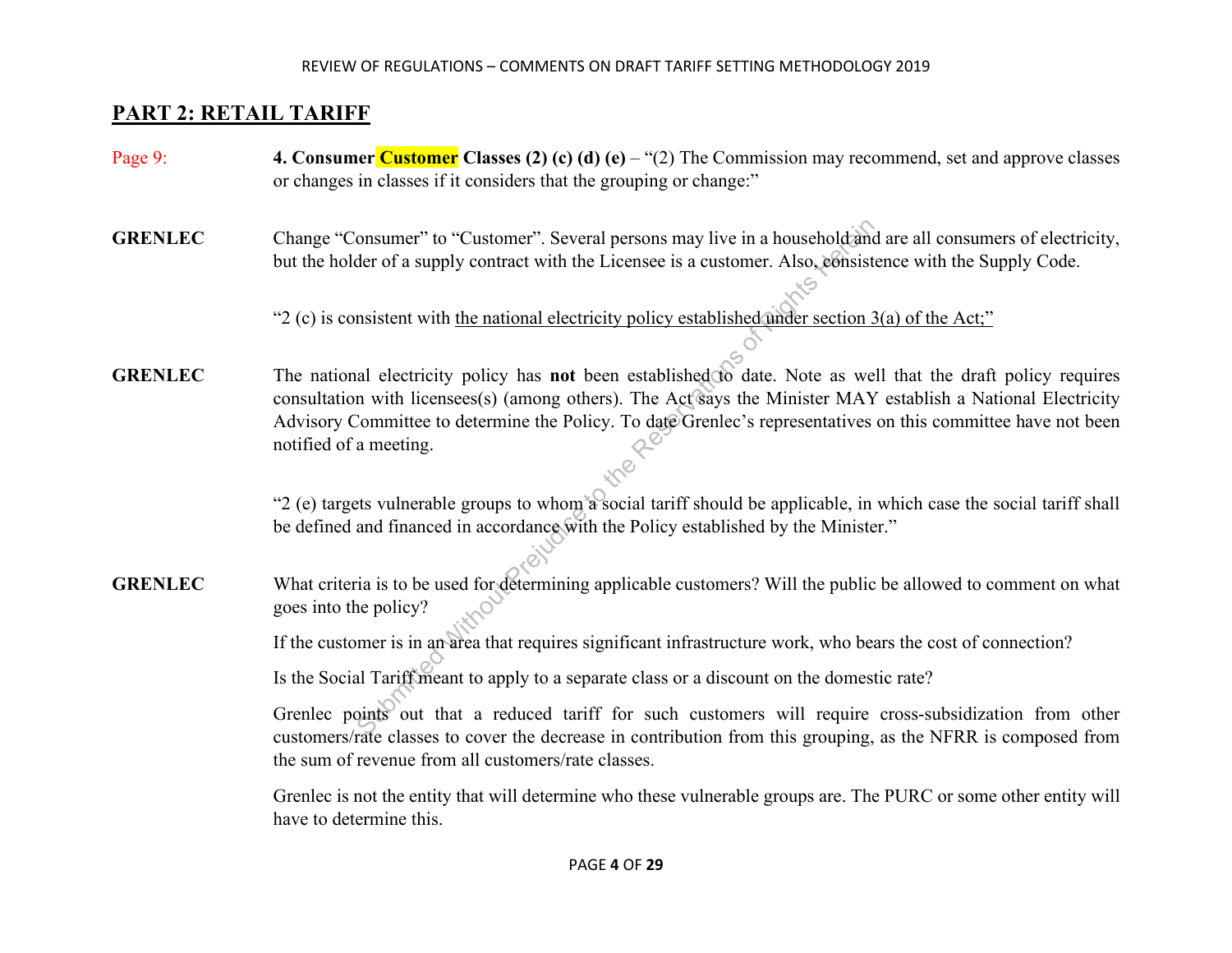## PART 2: RETAIL TARIFF

Page 9: **4. Consumer Customer Classes (2) (c) (d) (e)** – "(2) The Commission may recommend, set and approve classes or changes in classes if it considers that the grouping or change:"

**GRENLEC** Change "Consumer" to "Customer". Several persons may live in a household and are all consumers of electricity, but the holder of a supply contract with the Licensee is a customer. Also, consistence with the Supply Code.

"2 (c) is consistent with the national electricity policy established under section 3(a) of the Act;"

**GRENLEC** The national electricity policy has **not** been established to date. Note as well that the draft policy requires consultation with licensees(s) (among others). The Act says the Minister MAY establish a National Electricity Advisory Committee to determine the Policy. To date Grenlec's representatives on this committee have not been notified of a meeting.

"2 (e) targets vulnerable groups to whom a social tariff should be applicable, in which case the social tariff shall be defined and financed in accordance with the Policy established by the Minister."

**GRENLEC** What criteria is to be used for determining applicable customers? Will the public be allowed to comment on what goes into the policy?

If the customer is in an area that requires significant infrastructure work, who bears the cost of connection?

Is the Social Tariff meant to apply to a separate class or a discount on the domestic rate?

Grenlec points out that a reduced tariff for such customers will require cross-subsidization from other customers/rate classes to cover the decrease in contribution from this grouping, as the NFRR is composed from the sum of revenue from all customers/rate classes.

Grenlec is not the entity that will determine who these vulnerable groups are. The PURC or some other entity will have to determine this.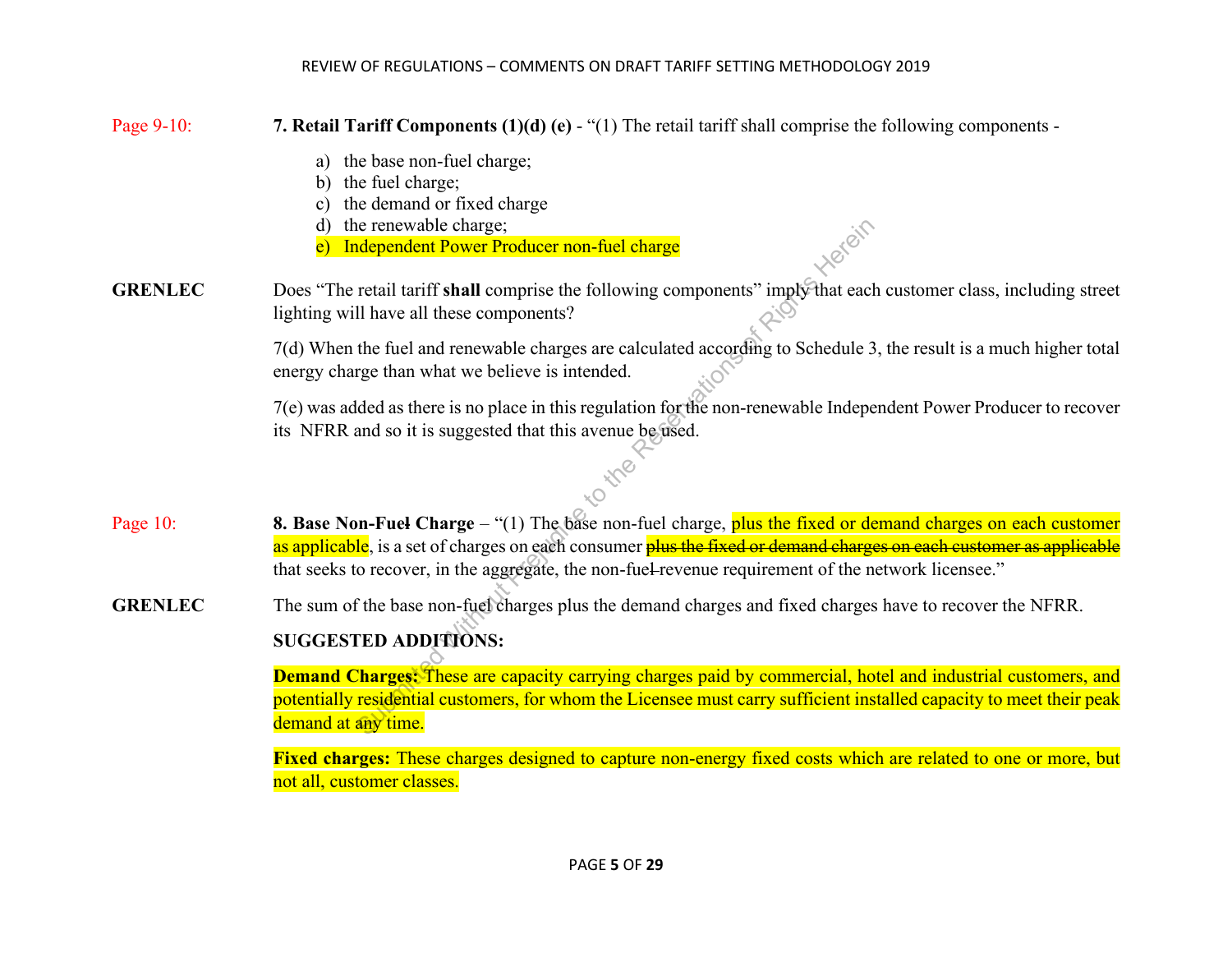Page 9-10: **7. Retail Tariff Components (1)(d) (e)** - "(1) The retail tariff shall comprise the following components -

a) the base non-fuel charge;
b) the fuel charge;
c) the demand or fixed charge
d) the renewable charge;
e) Independent Power Producer non-fuel charge

**GRENLEC** Does "The retail tariff **shall** comprise the following components" imply that each customer class, including street lighting will have all these components?

7(d) When the fuel and renewable charges are calculated according to Schedule 3, the result is a much higher total energy charge than what we believe is intended.

7(e) was added as there is no place in this regulation for the non-renewable Independent Power Producer to recover its NFRR and so it is suggested that this avenue be used.

Page 10: **8. Base Non-Fuel Charge** – "(1) The base non-fuel charge, plus the fixed or demand charges on each customer as applicable, is a set of charges on each consumer ~~plus the fixed or demand charges on each customer as applicable~~ that seeks to recover, in the aggregate, the non-fuel revenue requirement of the network licensee."

**GRENLEC** The sum of the base non-fuel charges plus the demand charges and fixed charges have to recover the NFRR.

**SUGGESTED ADDITIONS:**

**Demand Charges:** These are capacity carrying charges paid by commercial, hotel and industrial customers, and potentially residential customers, for whom the Licensee must carry sufficient installed capacity to meet their peak demand at any time.

**Fixed charges:** These charges designed to capture non-energy fixed costs which are related to one or more, but not all, customer classes.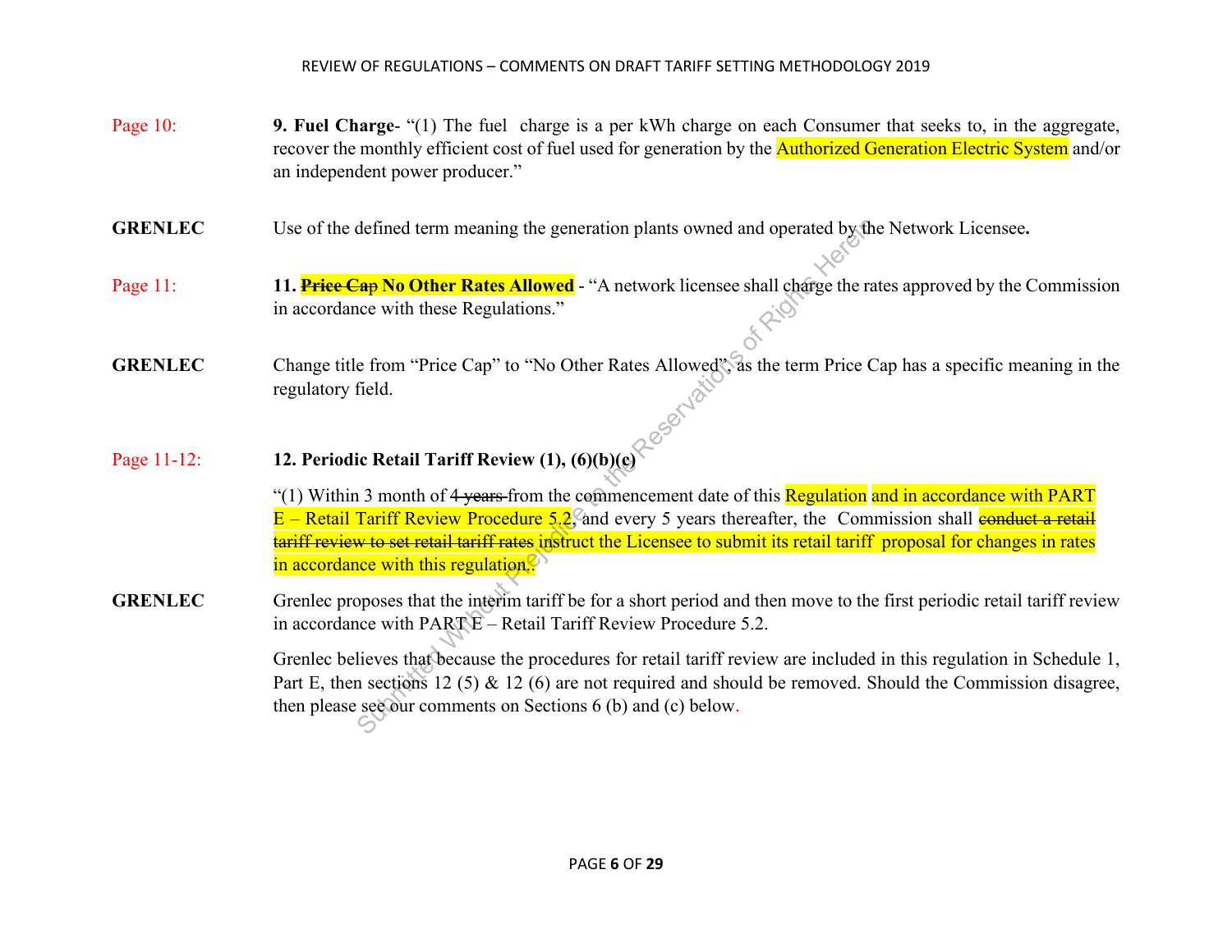Page 10: **9. Fuel Charge**- "(1) The fuel charge is a per kWh charge on each Consumer that seeks to, in the aggregate, recover the monthly efficient cost of fuel used for generation by the Authorized Generation Electric System and/or an independent power producer."

**GRENLEC** Use of the defined term meaning the generation plants owned and operated by the Network Licensee**.**

Page 11: **11. ~~Price Cap~~ No Other Rates Allowed** - "A network licensee shall charge the rates approved by the Commission in accordance with these Regulations."

**GRENLEC** Change title from "Price Cap" to "No Other Rates Allowed", as the term Price Cap has a specific meaning in the regulatory field.

Page 11-12: **12. Periodic Retail Tariff Review (1), (6)(b)(c)**

"(1) Within 3 month of ~~4 years~~ from the commencement date of this Regulation and in accordance with PART E – Retail Tariff Review Procedure 5.2, and every 5 years thereafter, the Commission shall ~~conduct a retail tariff review to set retail tariff rates~~ instruct the Licensee to submit its retail tariff proposal for changes in rates in accordance with this regulation..

**GRENLEC** Grenlec proposes that the interim tariff be for a short period and then move to the first periodic retail tariff review in accordance with PART E – Retail Tariff Review Procedure 5.2.

Grenlec believes that because the procedures for retail tariff review are included in this regulation in Schedule 1, Part E, then sections 12 (5) & 12 (6) are not required and should be removed. Should the Commission disagree, then please see our comments on Sections 6 (b) and (c) below.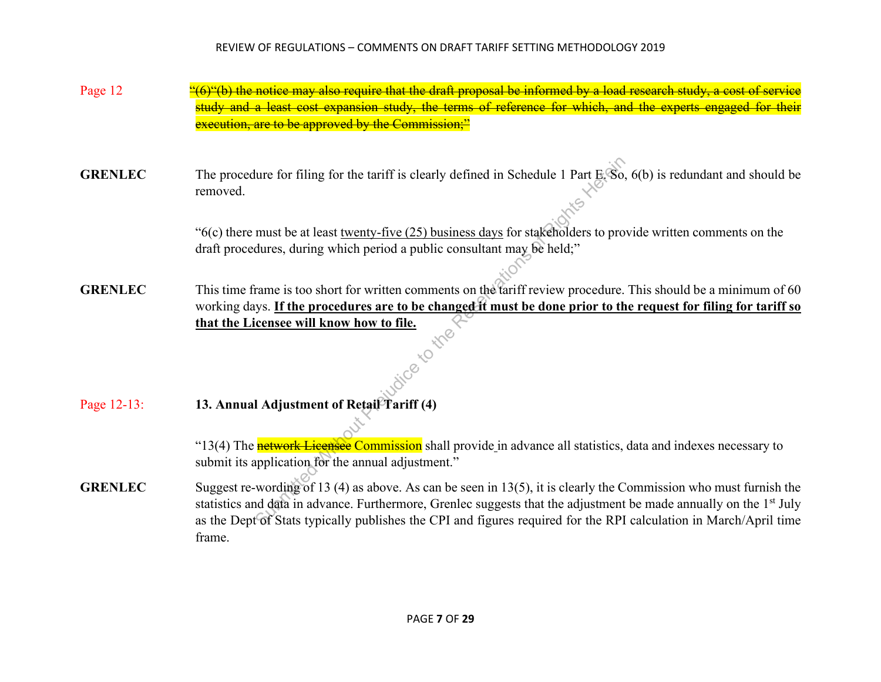Page 12 ~~"(6)"(b) the notice may also require that the draft proposal be informed by a load research study, a cost of service study and a least cost expansion study, the terms of reference for which, and the experts engaged for their execution, are to be approved by the Commission;"~~

**GRENLEC** The procedure for filing for the tariff is clearly defined in Schedule 1 Part E. So, 6(b) is redundant and should be removed.

"6(c) there must be at least twenty-five (25) business days for stakeholders to provide written comments on the draft procedures, during which period a public consultant may be held;"

**GRENLEC** This time frame is too short for written comments on the tariff review procedure. This should be a minimum of 60 working days. **If the procedures are to be changed it must be done prior to the request for filing for tariff so that the Licensee will know how to file.**

Page 12-13: **13. Annual Adjustment of Retail Tariff (4)**

"13(4) The ~~network Licensee~~ Commission shall provide in advance all statistics, data and indexes necessary to submit its application for the annual adjustment."

**GRENLEC** Suggest re-wording of 13 (4) as above. As can be seen in 13(5), it is clearly the Commission who must furnish the statistics and data in advance. Furthermore, Grenlec suggests that the adjustment be made annually on the 1st July as the Dept of Stats typically publishes the CPI and figures required for the RPI calculation in March/April time frame.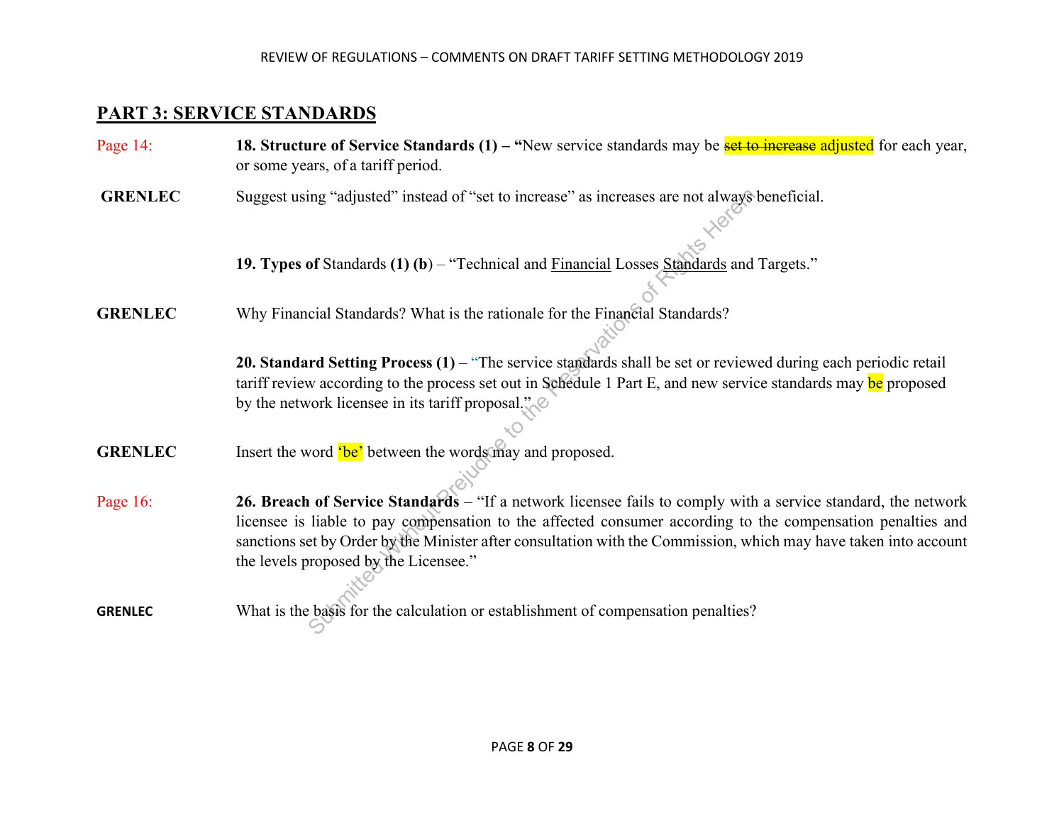## PART 3: SERVICE STANDARDS

Page 14: **18. Structure of Service Standards (1) – "**New service standards may be ~~set to increase~~ adjusted for each year, or some years, of a tariff period.

**GRENLEC** Suggest using "adjusted" instead of "set to increase" as increases are not always beneficial.

**19. Types of** Standards **(1) (b**) – "Technical and Financial Losses Standards and Targets."

**GRENLEC** Why Financial Standards? What is the rationale for the Financial Standards?

**20. Standard Setting Process (1)** – "The service standards shall be set or reviewed during each periodic retail tariff review according to the process set out in Schedule 1 Part E, and new service standards may be proposed by the network licensee in its tariff proposal."

**GRENLEC** Insert the word 'be' between the words may and proposed.

Page 16: **26. Breach of Service Standards** – "If a network licensee fails to comply with a service standard, the network licensee is liable to pay compensation to the affected consumer according to the compensation penalties and sanctions set by Order by the Minister after consultation with the Commission, which may have taken into account the levels proposed by the Licensee."

**GRENLEC** What is the basis for the calculation or establishment of compensation penalties?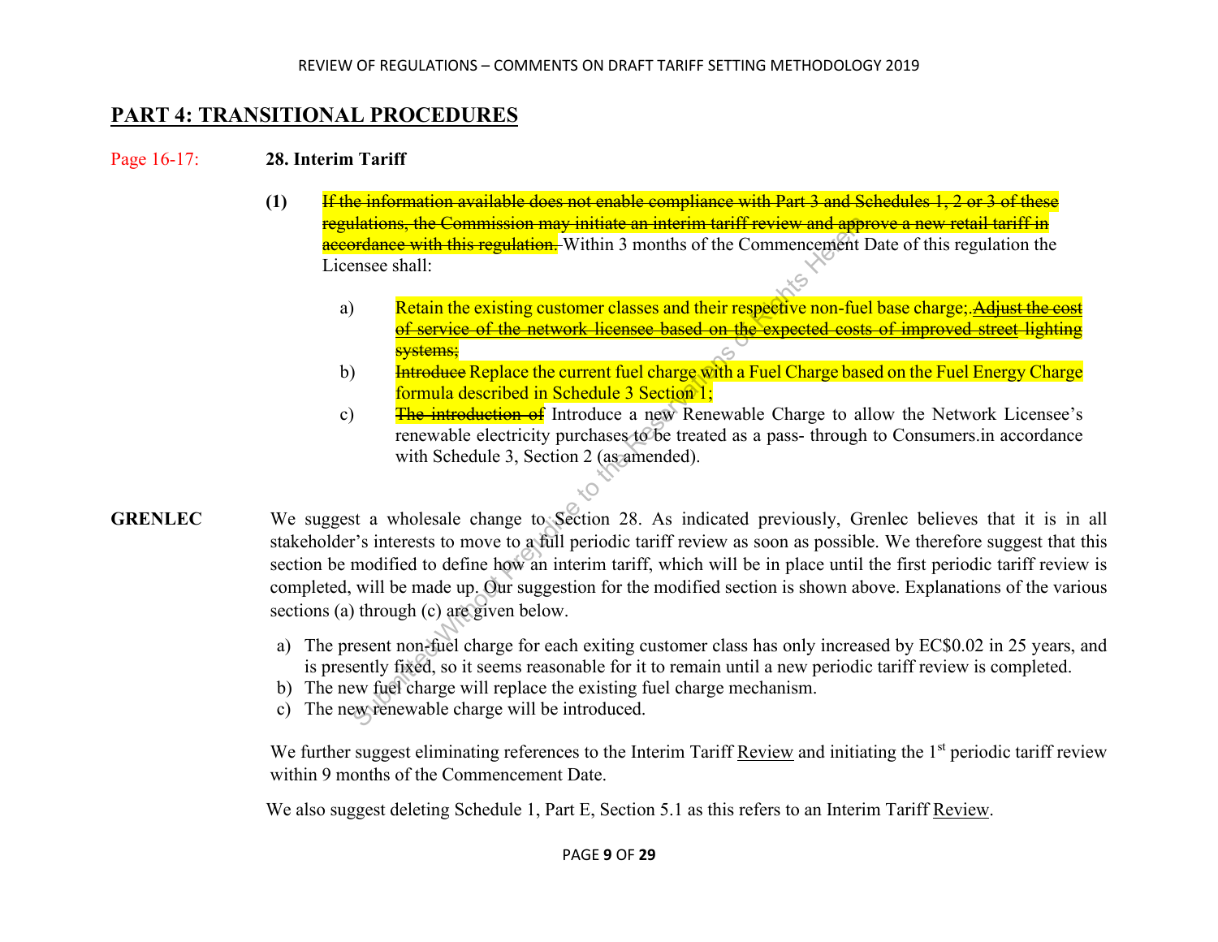## PART 4: TRANSITIONAL PROCEDURES

Page 16-17: **28. Interim Tariff**

**(1)** ~~If the information available does not enable compliance with Part 3 and Schedules 1, 2 or 3 of these regulations, the Commission may initiate an interim tariff review and approve a new retail tariff in accordance with this regulation.~~ Within 3 months of the Commencement Date of this regulation the Licensee shall:

a) Retain the existing customer classes and their respective non-fuel base charge;.~~Adjust the cost of service of the network licensee based on the expected costs of improved street lighting systems;~~

b) ~~Introduce~~ Replace the current fuel charge with a Fuel Charge based on the Fuel Energy Charge formula described in Schedule 3 Section 1;

c) ~~The introduction of~~ Introduce a new Renewable Charge to allow the Network Licensee's renewable electricity purchases to be treated as a pass- through to Consumers.in accordance with Schedule 3, Section 2 (as amended).

**GRENLEC** We suggest a wholesale change to Section 28. As indicated previously, Grenlec believes that it is in all stakeholder's interests to move to a full periodic tariff review as soon as possible. We therefore suggest that this section be modified to define how an interim tariff, which will be in place until the first periodic tariff review is completed, will be made up. Our suggestion for the modified section is shown above. Explanations of the various sections (a) through (c) are given below.

a) The present non-fuel charge for each exiting customer class has only increased by EC$0.02 in 25 years, and is presently fixed, so it seems reasonable for it to remain until a new periodic tariff review is completed.
b) The new fuel charge will replace the existing fuel charge mechanism.
c) The new renewable charge will be introduced.

We further suggest eliminating references to the Interim Tariff Review and initiating the 1st periodic tariff review within 9 months of the Commencement Date.

We also suggest deleting Schedule 1, Part E, Section 5.1 as this refers to an Interim Tariff Review.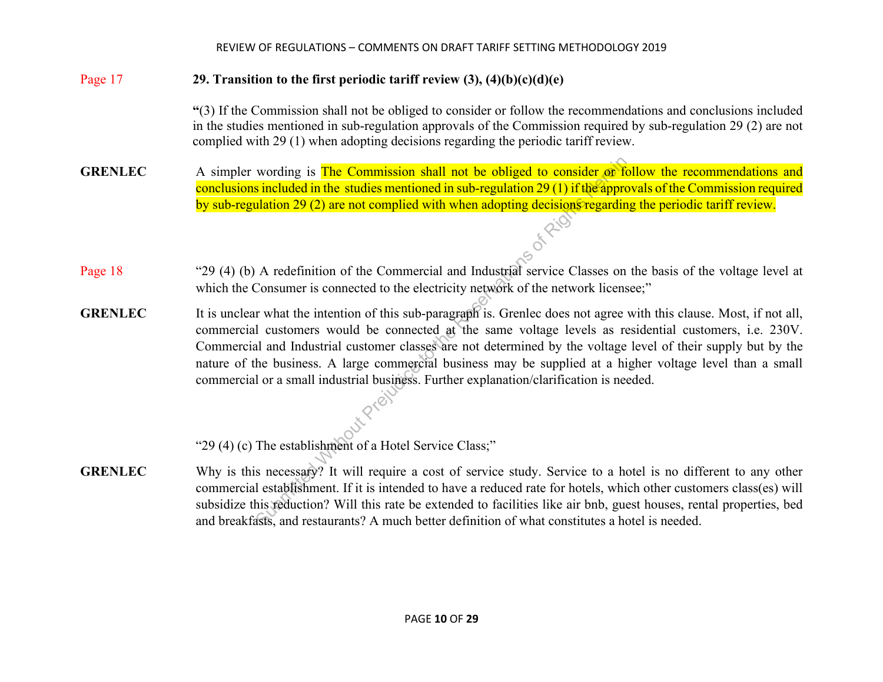Page 17 **29. Transition to the first periodic tariff review (3), (4)(b)(c)(d)(e)**

**"**(3) If the Commission shall not be obliged to consider or follow the recommendations and conclusions included in the studies mentioned in sub-regulation approvals of the Commission required by sub-regulation 29 (2) are not complied with 29 (1) when adopting decisions regarding the periodic tariff review.

**GRENLEC** A simpler wording is The Commission shall not be obliged to consider or follow the recommendations and conclusions included in the studies mentioned in sub-regulation 29 (1) if the approvals of the Commission required by sub-regulation 29 (2) are not complied with when adopting decisions regarding the periodic tariff review.

Page 18 "29 (4) (b) A redefinition of the Commercial and Industrial service Classes on the basis of the voltage level at which the Consumer is connected to the electricity network of the network licensee;"

**GRENLEC** It is unclear what the intention of this sub-paragraph is. Grenlec does not agree with this clause. Most, if not all, commercial customers would be connected at the same voltage levels as residential customers, i.e. 230V. Commercial and Industrial customer classes are not determined by the voltage level of their supply but by the nature of the business. A large commercial business may be supplied at a higher voltage level than a small commercial or a small industrial business. Further explanation/clarification is needed.

"29 (4) (c) The establishment of a Hotel Service Class;"

**GRENLEC** Why is this necessary? It will require a cost of service study. Service to a hotel is no different to any other commercial establishment. If it is intended to have a reduced rate for hotels, which other customers class(es) will subsidize this reduction? Will this rate be extended to facilities like air bnb, guest houses, rental properties, bed and breakfasts, and restaurants? A much better definition of what constitutes a hotel is needed.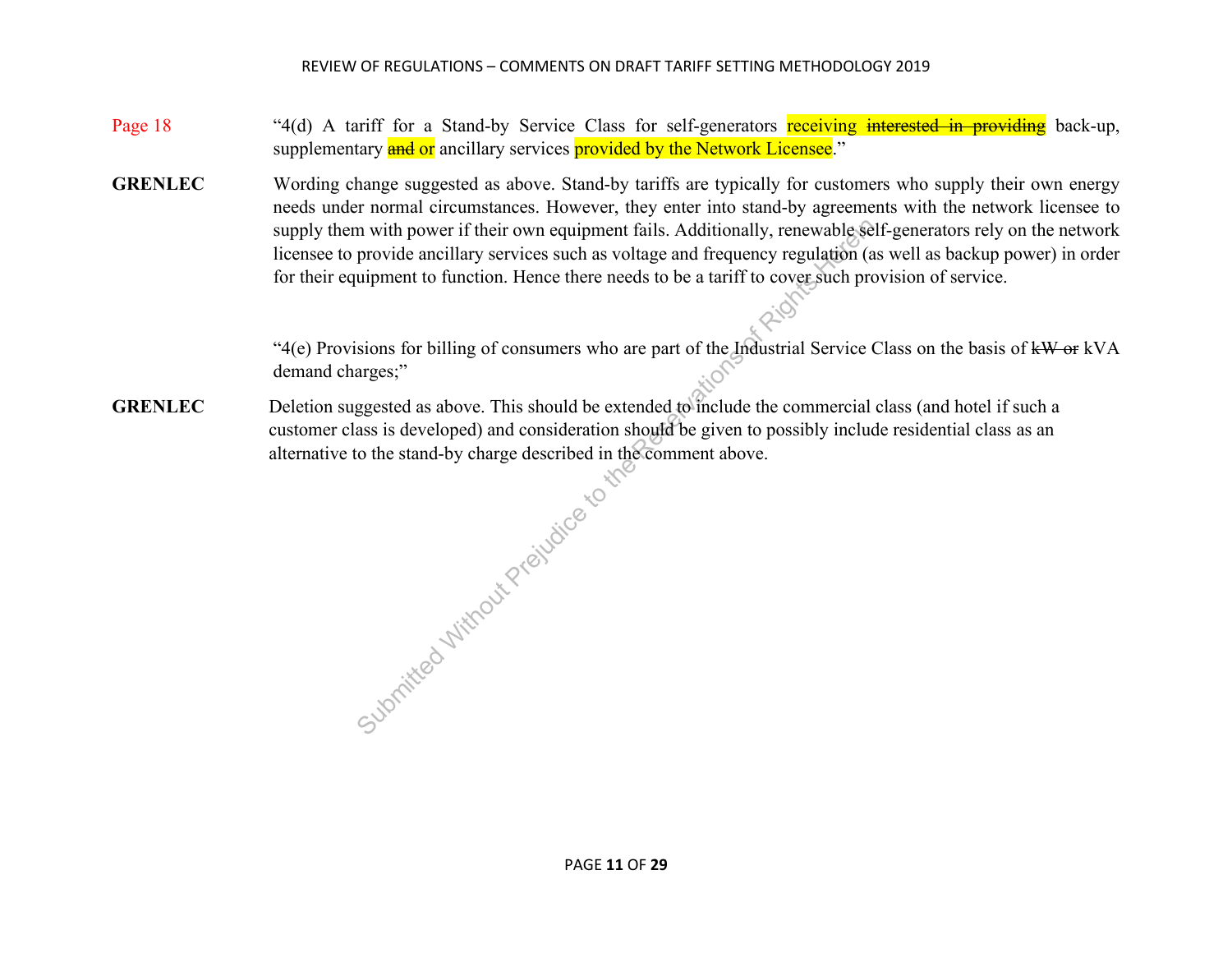Page 18 "4(d) A tariff for a Stand-by Service Class for self-generators receiving ~~interested in providing~~ back-up, supplementary ~~and~~ or ancillary services provided by the Network Licensee."

**GRENLEC** Wording change suggested as above. Stand-by tariffs are typically for customers who supply their own energy needs under normal circumstances. However, they enter into stand-by agreements with the network licensee to supply them with power if their own equipment fails. Additionally, renewable self-generators rely on the network licensee to provide ancillary services such as voltage and frequency regulation (as well as backup power) in order for their equipment to function. Hence there needs to be a tariff to cover such provision of service.

"4(e) Provisions for billing of consumers who are part of the Industrial Service Class on the basis of ~~kW or~~ kVA demand charges;"

**GRENLEC** Deletion suggested as above. This should be extended to include the commercial class (and hotel if such a customer class is developed) and consideration should be given to possibly include residential class as an alternative to the stand-by charge described in the comment above.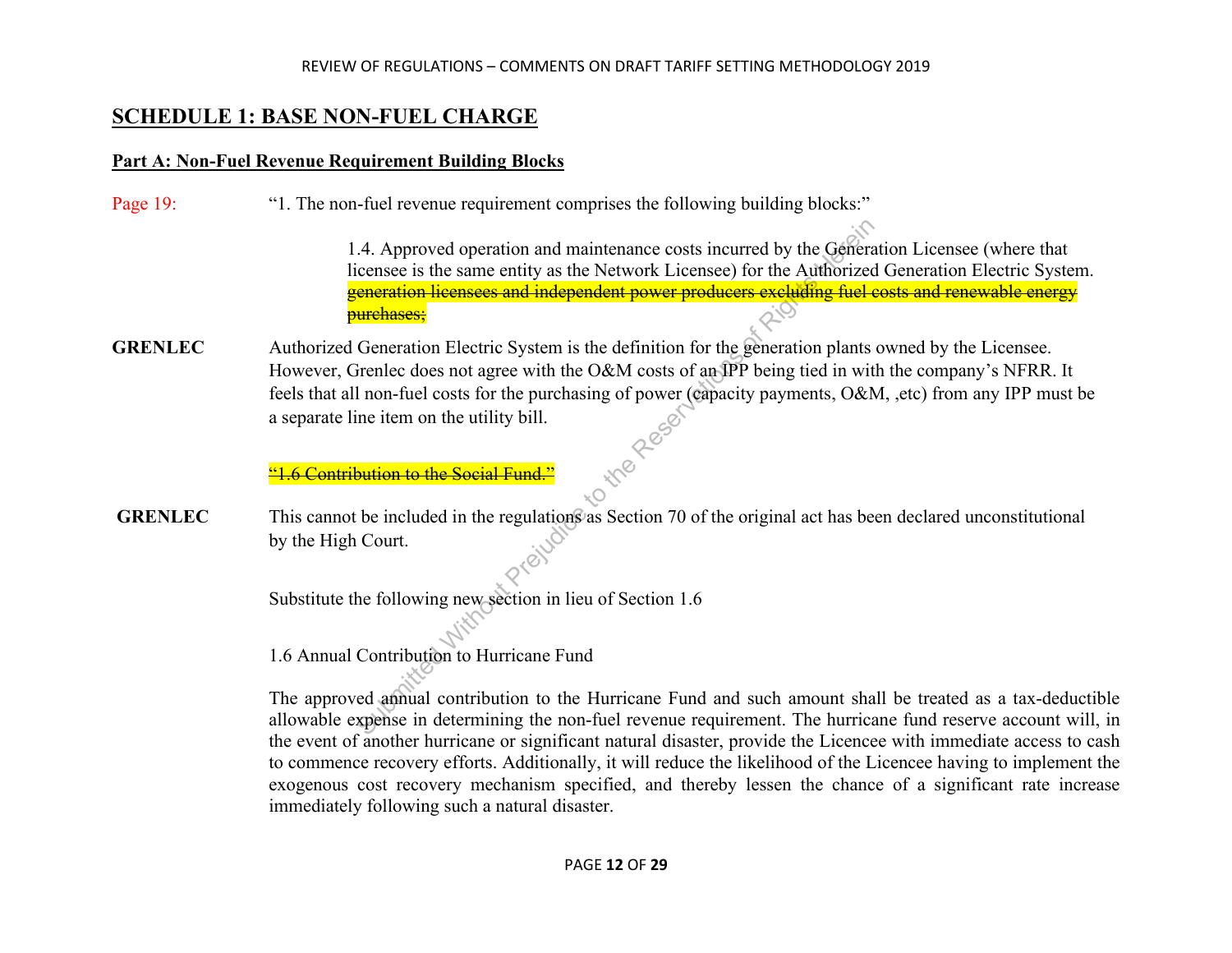## SCHEDULE 1: BASE NON-FUEL CHARGE

**Part A: Non-Fuel Revenue Requirement Building Blocks**

Page 19: "1. The non-fuel revenue requirement comprises the following building blocks:"

> 1.4. Approved operation and maintenance costs incurred by the Generation Licensee (where that licensee is the same entity as the Network Licensee) for the Authorized Generation Electric System. ~~generation licensees and independent power producers excluding fuel costs and renewable energy purchases;~~

**GRENLEC** Authorized Generation Electric System is the definition for the generation plants owned by the Licensee. However, Grenlec does not agree with the O&M costs of an IPP being tied in with the company's NFRR. It feels that all non-fuel costs for the purchasing of power (capacity payments, O&M, ,etc) from any IPP must be a separate line item on the utility bill.

~~"1.6 Contribution to the Social Fund."~~

**GRENLEC** This cannot be included in the regulations as Section 70 of the original act has been declared unconstitutional by the High Court.

Substitute the following new section in lieu of Section 1.6

1.6 Annual Contribution to Hurricane Fund

The approved annual contribution to the Hurricane Fund and such amount shall be treated as a tax-deductible allowable expense in determining the non-fuel revenue requirement. The hurricane fund reserve account will, in the event of another hurricane or significant natural disaster, provide the Licencee with immediate access to cash to commence recovery efforts. Additionally, it will reduce the likelihood of the Licencee having to implement the exogenous cost recovery mechanism specified, and thereby lessen the chance of a significant rate increase immediately following such a natural disaster.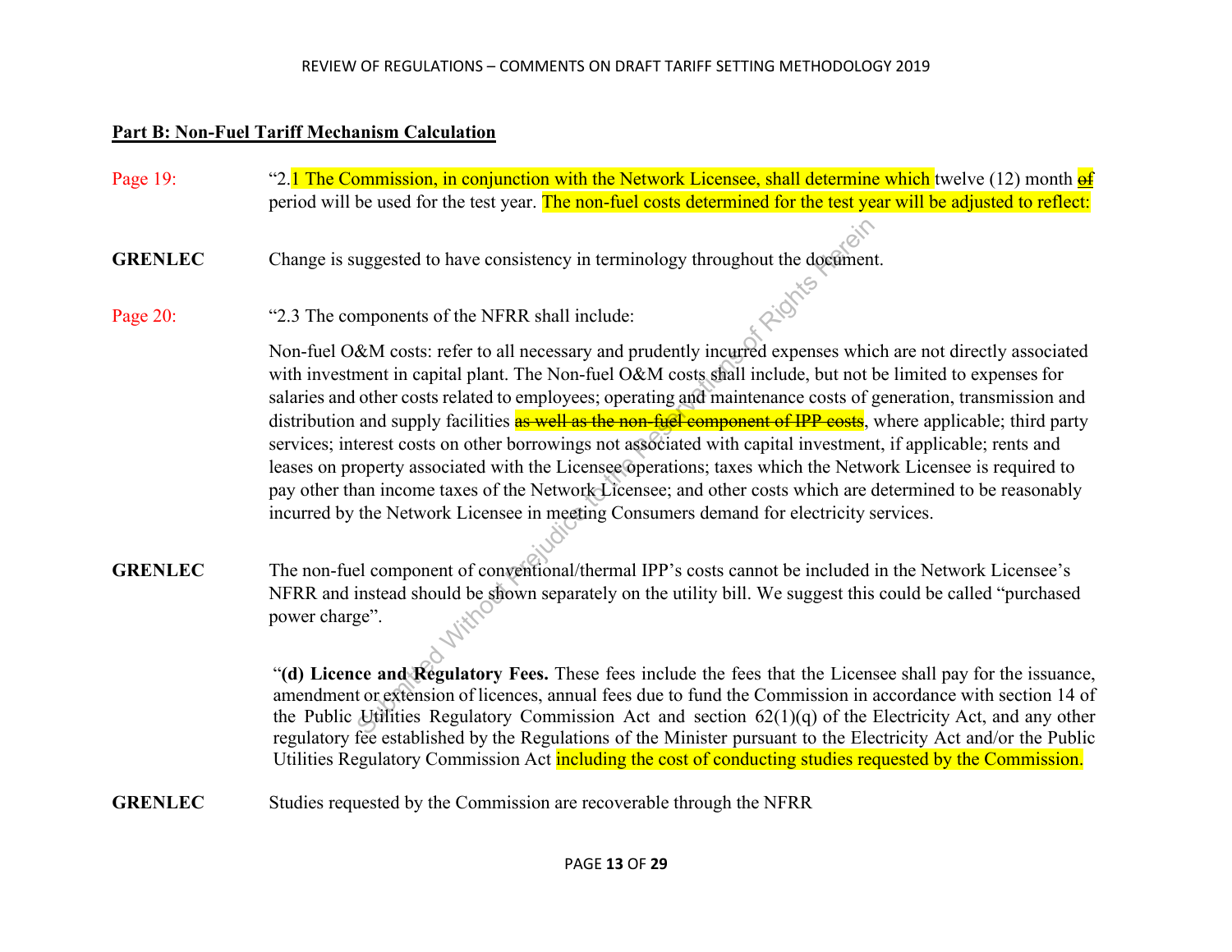**Part B: Non-Fuel Tariff Mechanism Calculation**

Page 19: "2.1 The Commission, in conjunction with the Network Licensee, shall determine which twelve (12) month ~~of~~ period will be used for the test year. The non-fuel costs determined for the test year will be adjusted to reflect:

**GRENLEC** Change is suggested to have consistency in terminology throughout the document.

Page 20: "2.3 The components of the NFRR shall include:

Non-fuel O&M costs: refer to all necessary and prudently incurred expenses which are not directly associated with investment in capital plant. The Non-fuel O&M costs shall include, but not be limited to expenses for salaries and other costs related to employees; operating and maintenance costs of generation, transmission and distribution and supply facilities ~~as well as the non-fuel component of IPP costs~~, where applicable; third party services; interest costs on other borrowings not associated with capital investment, if applicable; rents and leases on property associated with the Licensee operations; taxes which the Network Licensee is required to pay other than income taxes of the Network Licensee; and other costs which are determined to be reasonably incurred by the Network Licensee in meeting Consumers demand for electricity services.

**GRENLEC** The non-fuel component of conventional/thermal IPP's costs cannot be included in the Network Licensee's NFRR and instead should be shown separately on the utility bill. We suggest this could be called "purchased power charge".

"**(d) Licence and Regulatory Fees.** These fees include the fees that the Licensee shall pay for the issuance, amendment or extension of licences, annual fees due to fund the Commission in accordance with section 14 of the Public Utilities Regulatory Commission Act and section 62(1)(q) of the Electricity Act, and any other regulatory fee established by the Regulations of the Minister pursuant to the Electricity Act and/or the Public Utilities Regulatory Commission Act including the cost of conducting studies requested by the Commission.

**GRENLEC** Studies requested by the Commission are recoverable through the NFRR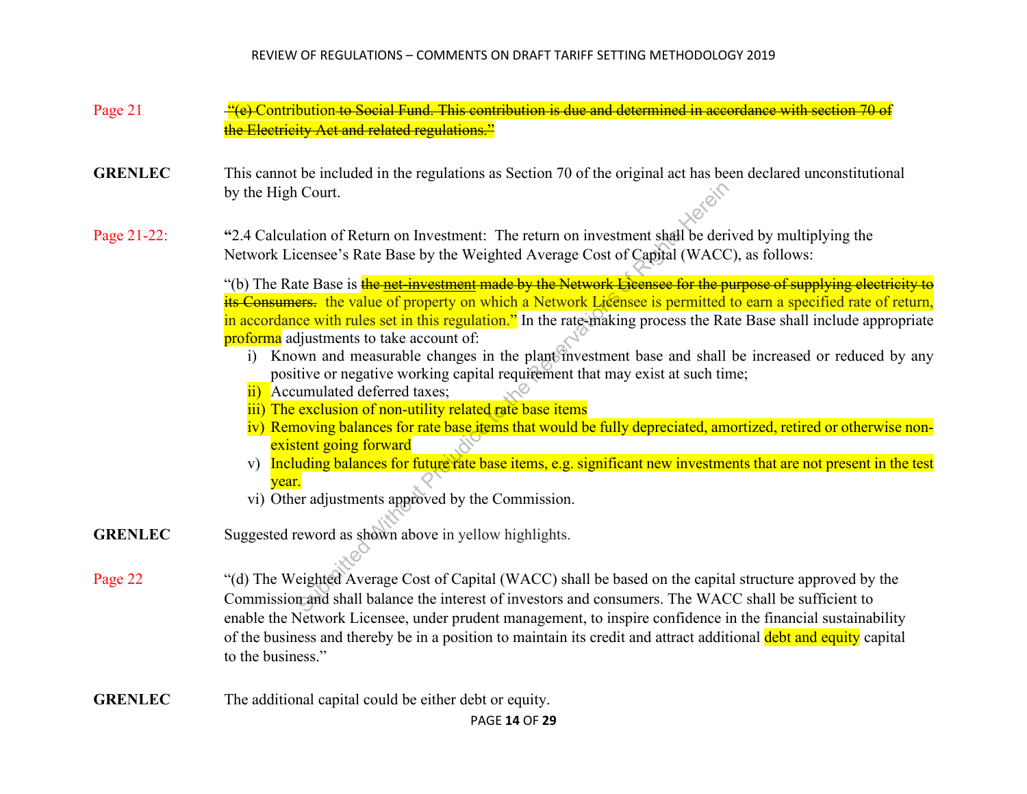**Page 21** ~~"(e) Contribution to Social Fund. This contribution is due and determined in accordance with section 70 of the Electricity Act and related regulations."~~

**GRENLEC** This cannot be included in the regulations as Section 70 of the original act has been declared unconstitutional by the High Court.

**Page 21-22:** **"**2.4 Calculation of Return on Investment: The return on investment shall be derived by multiplying the Network Licensee's Rate Base by the Weighted Average Cost of Capital (WACC), as follows:

"(b) The Rate Base is ~~the net-investment made by the Network Licensee for the purpose of supplying electricity to its Consumers.~~ the value of property on which a Network Licensee is permitted to earn a specified rate of return, in accordance with rules set in this regulation." In the rate-making process the Rate Base shall include appropriate proforma adjustments to take account of:

i) Known and measurable changes in the plant investment base and shall be increased or reduced by any positive or negative working capital requirement that may exist at such time;
ii) Accumulated deferred taxes;
iii) The exclusion of non-utility related rate base items
iv) Removing balances for rate base items that would be fully depreciated, amortized, retired or otherwise non-existent going forward
v) Including balances for future rate base items, e.g. significant new investments that are not present in the test year.
vi) Other adjustments approved by the Commission.

**GRENLEC** Suggested reword as shown above in yellow highlights.

**Page 22** "(d) The Weighted Average Cost of Capital (WACC) shall be based on the capital structure approved by the Commission and shall balance the interest of investors and consumers. The WACC shall be sufficient to enable the Network Licensee, under prudent management, to inspire confidence in the financial sustainability of the business and thereby be in a position to maintain its credit and attract additional debt and equity capital to the business."

**GRENLEC** The additional capital could be either debt or equity.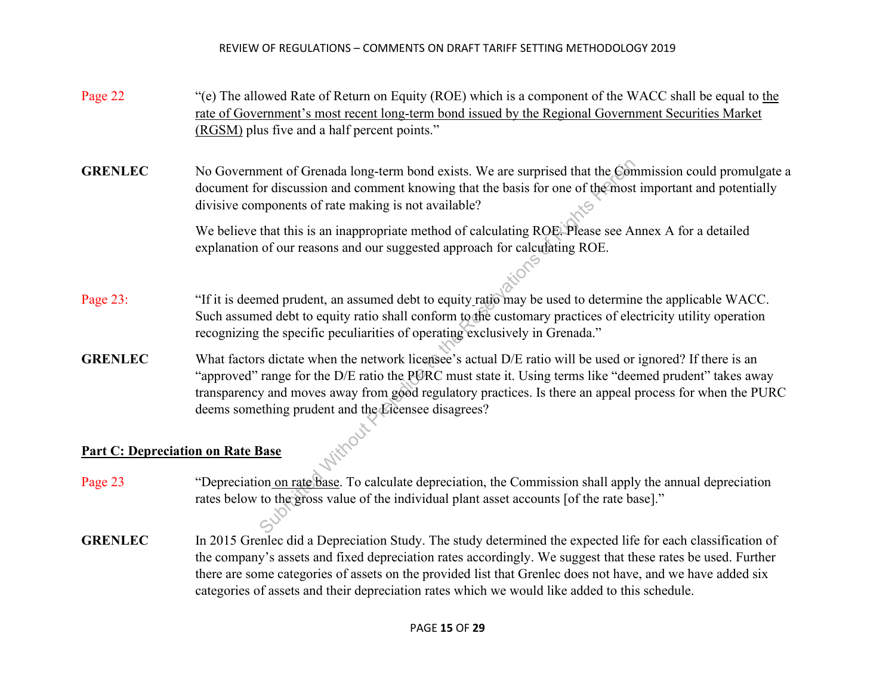Page 22 “(e) The allowed Rate of Return on Equity (ROE) which is a component of the WACC shall be equal to the rate of Government’s most recent long-term bond issued by the Regional Government Securities Market (RGSM) plus five and a half percent points.”

**GRENLEC** No Government of Grenada long-term bond exists. We are surprised that the Commission could promulgate a document for discussion and comment knowing that the basis for one of the most important and potentially divisive components of rate making is not available?

We believe that this is an inappropriate method of calculating ROE. Please see Annex A for a detailed explanation of our reasons and our suggested approach for calculating ROE.

Page 23: “If it is deemed prudent, an assumed debt to equity ratio may be used to determine the applicable WACC. Such assumed debt to equity ratio shall conform to the customary practices of electricity utility operation recognizing the specific peculiarities of operating exclusively in Grenada.”

**GRENLEC** What factors dictate when the network licensee’s actual D/E ratio will be used or ignored? If there is an “approved” range for the D/E ratio the PURC must state it. Using terms like “deemed prudent” takes away transparency and moves away from good regulatory practices. Is there an appeal process for when the PURC deems something prudent and the Licensee disagrees?

**Part C: Depreciation on Rate Base**

Page 23 “Depreciation on rate base. To calculate depreciation, the Commission shall apply the annual depreciation rates below to the gross value of the individual plant asset accounts [of the rate base].”

**GRENLEC** In 2015 Grenlec did a Depreciation Study. The study determined the expected life for each classification of the company’s assets and fixed depreciation rates accordingly. We suggest that these rates be used. Further there are some categories of assets on the provided list that Grenlec does not have, and we have added six categories of assets and their depreciation rates which we would like added to this schedule.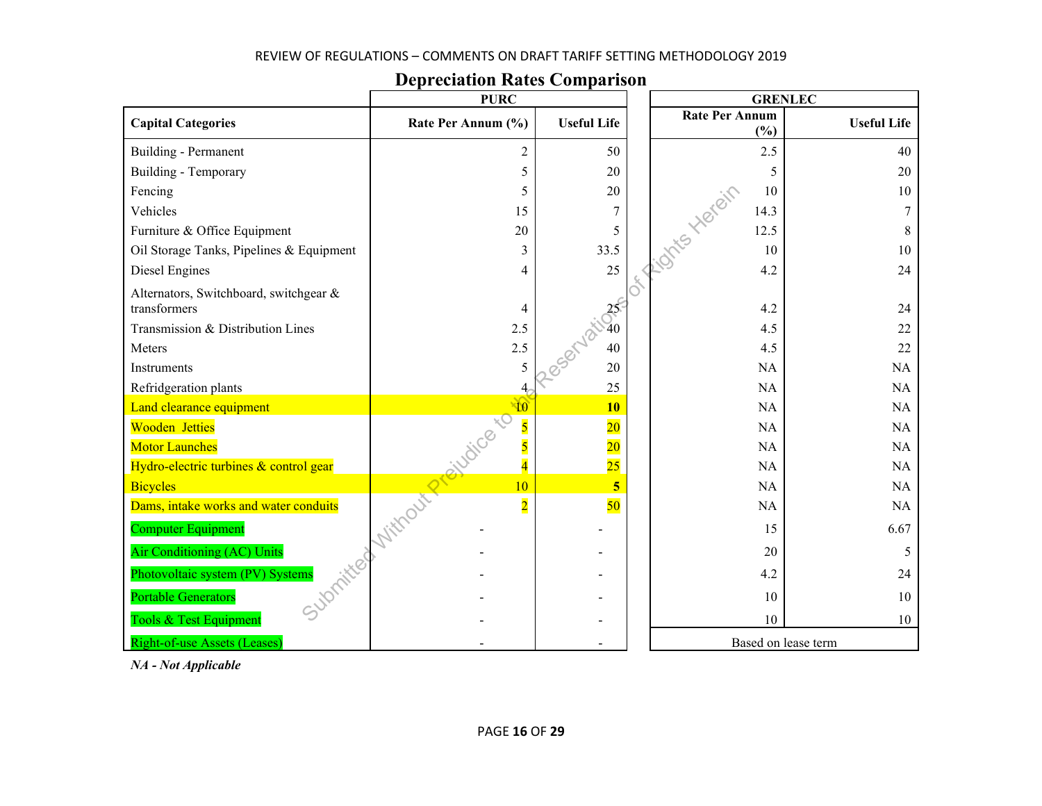## Depreciation Rates Comparison

| Capital Categories | PURC Rate Per Annum (%) | PURC Useful Life | GRENLEC Rate Per Annum (%) | GRENLEC Useful Life |
|---|---|---|---|---|
| Building - Permanent | 2 | 50 | 2.5 | 40 |
| Building - Temporary | 5 | 20 | 5 | 20 |
| Fencing | 5 | 20 | 10 | 10 |
| Vehicles | 15 | 7 | 14.3 | 7 |
| Furniture & Office Equipment | 20 | 5 | 12.5 | 8 |
| Oil Storage Tanks, Pipelines & Equipment | 3 | 33.5 | 10 | 10 |
| Diesel Engines | 4 | 25 | 4.2 | 24 |
| Alternators, Switchboard, switchgear & transformers | 4 | 25 | 4.2 | 24 |
| Transmission & Distribution Lines | 2.5 | 40 | 4.5 | 22 |
| Meters | 2.5 | 40 | 4.5 | 22 |
| Instruments | 5 | 20 | NA | NA |
| Refridgeration plants | 4 | 25 | NA | NA |
| Land clearance equipment | 10 | **10** | NA | NA |
| Wooden Jetties | 5 | 20 | NA | NA |
| Motor Launches | 5 | 20 | NA | NA |
| Hydro-electric turbines & control gear | 4 | 25 | NA | NA |
| Bicycles | 10 | **5** | NA | NA |
| Dams, intake works and water conduits | 2 | 50 | NA | NA |
| Computer Equipment | - | - | 15 | 6.67 |
| Air Conditioning (AC) Units | - | - | 20 | 5 |
| Photovoltaic system (PV) Systems | - | - | 4.2 | 24 |
| Portable Generators | - | - | 10 | 10 |
| Tools & Test Equipment | - | - | 10 | 10 |
| Right-of-use Assets (Leases) | - | - | Based on lease term | |

*NA - Not Applicable*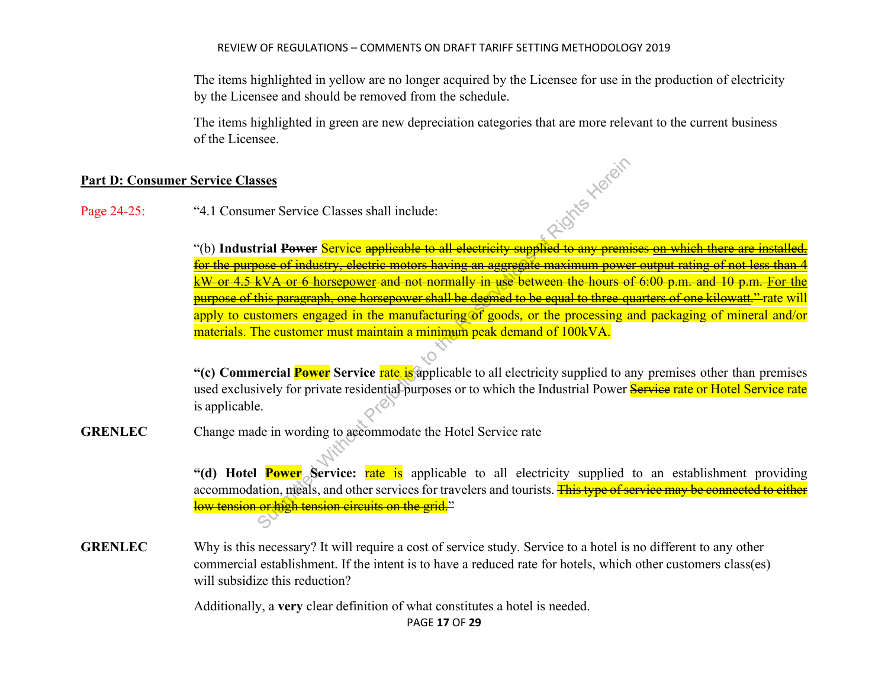The items highlighted in yellow are no longer acquired by the Licensee for use in the production of electricity by the Licensee and should be removed from the schedule.

The items highlighted in green are new depreciation categories that are more relevant to the current business of the Licensee.

**Part D: Consumer Service Classes**

Page 24-25: "4.1 Consumer Service Classes shall include:

"(b) **Industrial ~~Power~~** Service ~~applicable to all electricity supplied to any premises on which there are installed, for the purpose of industry, electric motors having an aggregate maximum power output rating of not less than 4 kW or 4.5 kVA or 6 horsepower and not normally in use between the hours of 6:00 p.m. and 10 p.m. For the purpose of this paragraph, one horsepower shall be deemed to be equal to three-quarters of one kilowatt."~~ rate will apply to customers engaged in the manufacturing of goods, or the processing and packaging of mineral and/or materials. The customer must maintain a minimum peak demand of 100kVA.

**"(c) Commercial ~~Power~~ Service** rate is applicable to all electricity supplied to any premises other than premises used exclusively for private residential purposes or to which the Industrial Power ~~Service~~ rate or Hotel Service rate is applicable.

**GRENLEC** Change made in wording to accommodate the Hotel Service rate

**"(d) Hotel ~~Power~~ Service:** rate is applicable to all electricity supplied to an establishment providing accommodation, meals, and other services for travelers and tourists. ~~This type of service may be connected to either low tension or high tension circuits on the grid.~~"

**GRENLEC** Why is this necessary? It will require a cost of service study. Service to a hotel is no different to any other commercial establishment. If the intent is to have a reduced rate for hotels, which other customers class(es) will subsidize this reduction?

Additionally, a **very** clear definition of what constitutes a hotel is needed.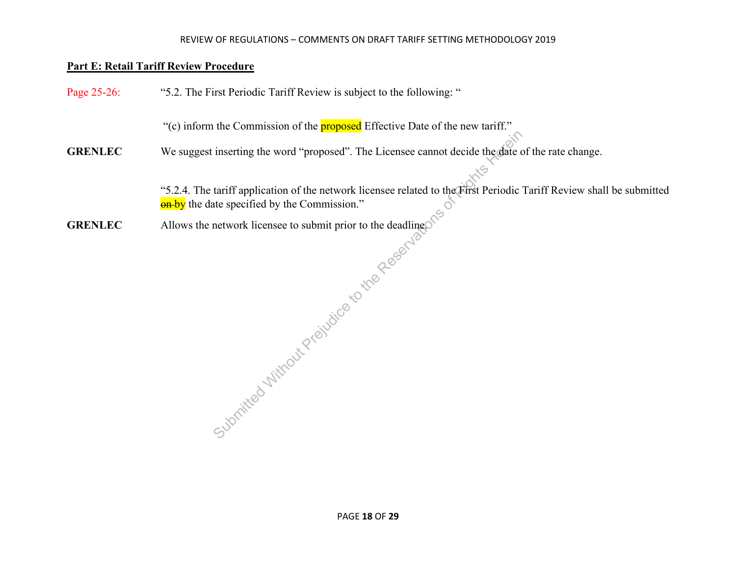**Part E: Retail Tariff Review Procedure**

| | |
|---|---|
| Page 25-26: | "5.2. The First Periodic Tariff Review is subject to the following: " |
| | "(c) inform the Commission of the proposed Effective Date of the new tariff." |
| **GRENLEC** | We suggest inserting the word "proposed". The Licensee cannot decide the date of the rate change. |
| | "5.2.4. The tariff application of the network licensee related to the First Periodic Tariff Review shall be submitted ~~on~~ by the date specified by the Commission." |
| **GRENLEC** | Allows the network licensee to submit prior to the deadline. |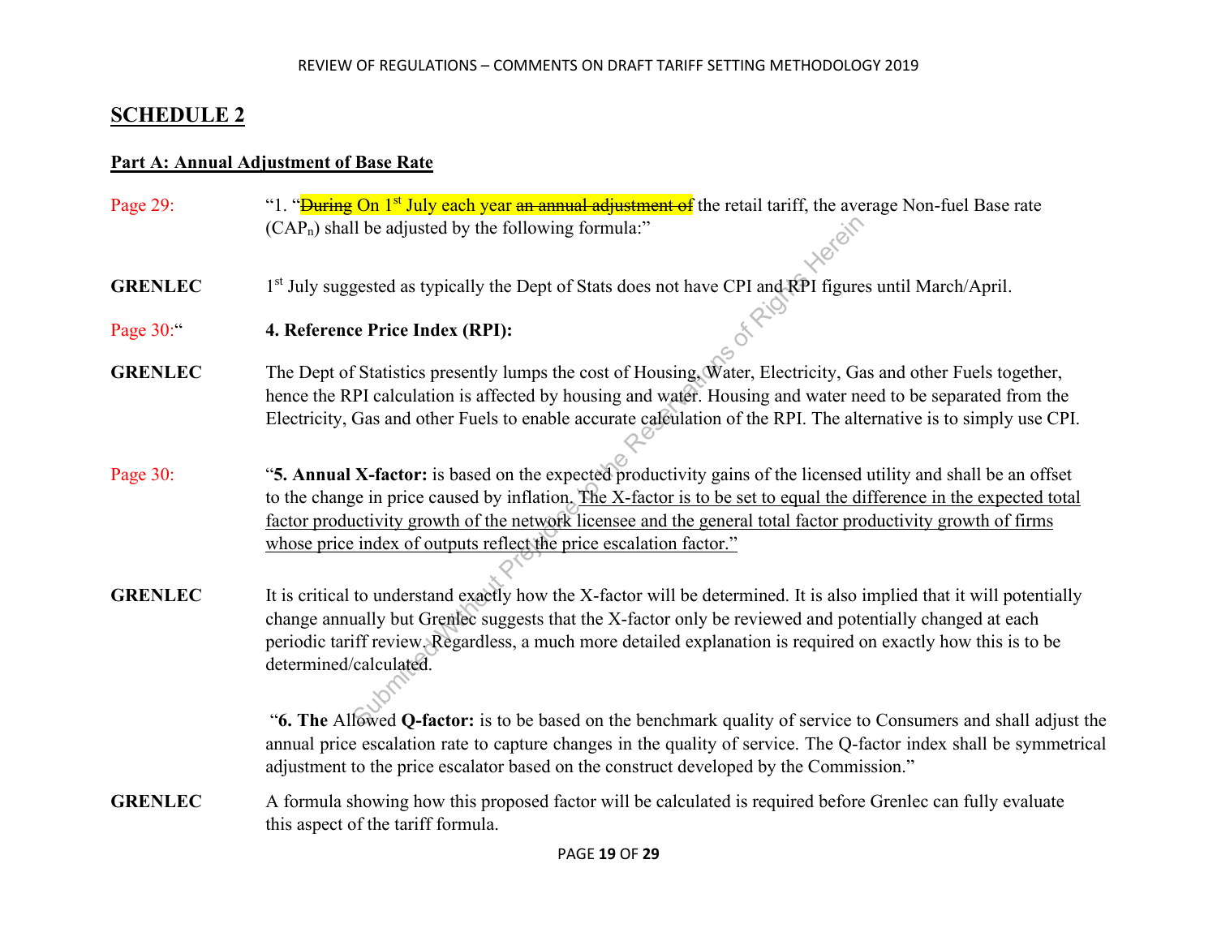## SCHEDULE 2

**Part A: Annual Adjustment of Base Rate**

Page 29: "1. "~~During~~ On 1st July each year ~~an annual adjustment of~~ the retail tariff, the average Non-fuel Base rate ($CAP_n$) shall be adjusted by the following formula:"

**GRENLEC** 1st July suggested as typically the Dept of Stats does not have CPI and RPI figures until March/April.

Page 30:" **4. Reference Price Index (RPI):**

**GRENLEC** The Dept of Statistics presently lumps the cost of Housing, Water, Electricity, Gas and other Fuels together, hence the RPI calculation is affected by housing and water. Housing and water need to be separated from the Electricity, Gas and other Fuels to enable accurate calculation of the RPI. The alternative is to simply use CPI.

Page 30: "**5. Annual X-factor:** is based on the expected productivity gains of the licensed utility and shall be an offset to the change in price caused by inflation. <u>The X-factor is to be set to equal the difference in the expected total factor productivity growth of the network licensee and the general total factor productivity growth of firms whose price index of outputs reflect the price escalation factor."</u>

**GRENLEC** It is critical to understand exactly how the X-factor will be determined. It is also implied that it will potentially change annually but Grenlec suggests that the X-factor only be reviewed and potentially changed at each periodic tariff review. Regardless, a much more detailed explanation is required on exactly how this is to be determined/calculated.

"**6. The** Allowed **Q-factor:** is to be based on the benchmark quality of service to Consumers and shall adjust the annual price escalation rate to capture changes in the quality of service. The Q-factor index shall be symmetrical adjustment to the price escalator based on the construct developed by the Commission."

**GRENLEC** A formula showing how this proposed factor will be calculated is required before Grenlec can fully evaluate this aspect of the tariff formula.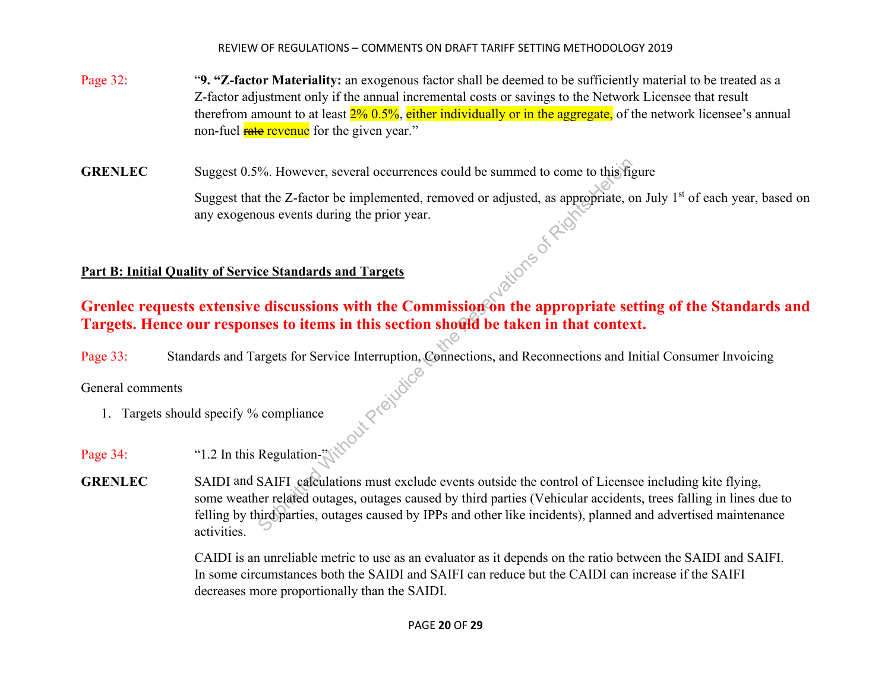Page 32: "**9. "Z-factor Materiality:** an exogenous factor shall be deemed to be sufficiently material to be treated as a Z-factor adjustment only if the annual incremental costs or savings to the Network Licensee that result therefrom amount to at least ~~2%~~ 0.5%, either individually or in the aggregate, of the network licensee's annual non-fuel ~~rate~~ revenue for the given year."

**GRENLEC** Suggest 0.5%. However, several occurrences could be summed to come to this figure

Suggest that the Z-factor be implemented, removed or adjusted, as appropriate, on July 1st of each year, based on any exogenous events during the prior year.

## Part B: Initial Quality of Service Standards and Targets

**Grenlec requests extensive discussions with the Commission on the appropriate setting of the Standards and Targets. Hence our responses to items in this section should be taken in that context.**

Page 33: Standards and Targets for Service Interruption, Connections, and Reconnections and Initial Consumer Invoicing

General comments

1. Targets should specify % compliance

Page 34: "1.2 In this Regulation-"

**GRENLEC** SAIDI and SAIFI calculations must exclude events outside the control of Licensee including kite flying, some weather related outages, outages caused by third parties (Vehicular accidents, trees falling in lines due to felling by third parties, outages caused by IPPs and other like incidents), planned and advertised maintenance activities.

CAIDI is an unreliable metric to use as an evaluator as it depends on the ratio between the SAIDI and SAIFI. In some circumstances both the SAIDI and SAIFI can reduce but the CAIDI can increase if the SAIFI decreases more proportionally than the SAIDI.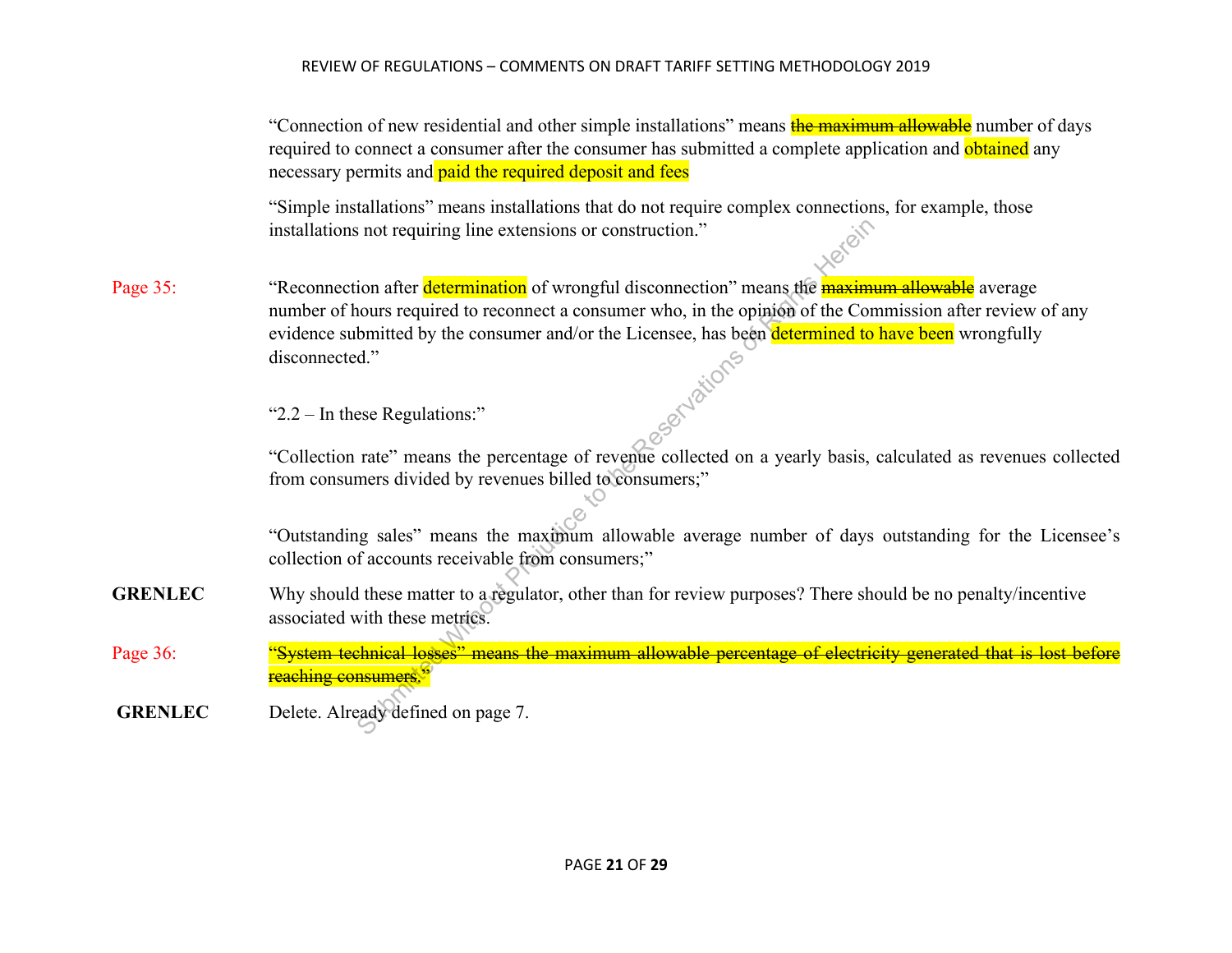"Connection of new residential and other simple installations" means ~~the maximum allowable~~ number of days required to connect a consumer after the consumer has submitted a complete application and obtained any necessary permits and paid the required deposit and fees

"Simple installations" means installations that do not require complex connections, for example, those installations not requiring line extensions or construction."

Page 35: "Reconnection after determination of wrongful disconnection" means the ~~maximum allowable~~ average number of hours required to reconnect a consumer who, in the opinion of the Commission after review of any evidence submitted by the consumer and/or the Licensee, has been determined to have been wrongfully disconnected."

"2.2 – In these Regulations:"

"Collection rate" means the percentage of revenue collected on a yearly basis, calculated as revenues collected from consumers divided by revenues billed to consumers;"

"Outstanding sales" means the maximum allowable average number of days outstanding for the Licensee's collection of accounts receivable from consumers;"

**GRENLEC** Why should these matter to a regulator, other than for review purposes? There should be no penalty/incentive associated with these metrics.

Page 36: ~~"System technical losses" means the maximum allowable percentage of electricity generated that is lost before reaching consumers."~~

**GRENLEC** Delete. Already defined on page 7.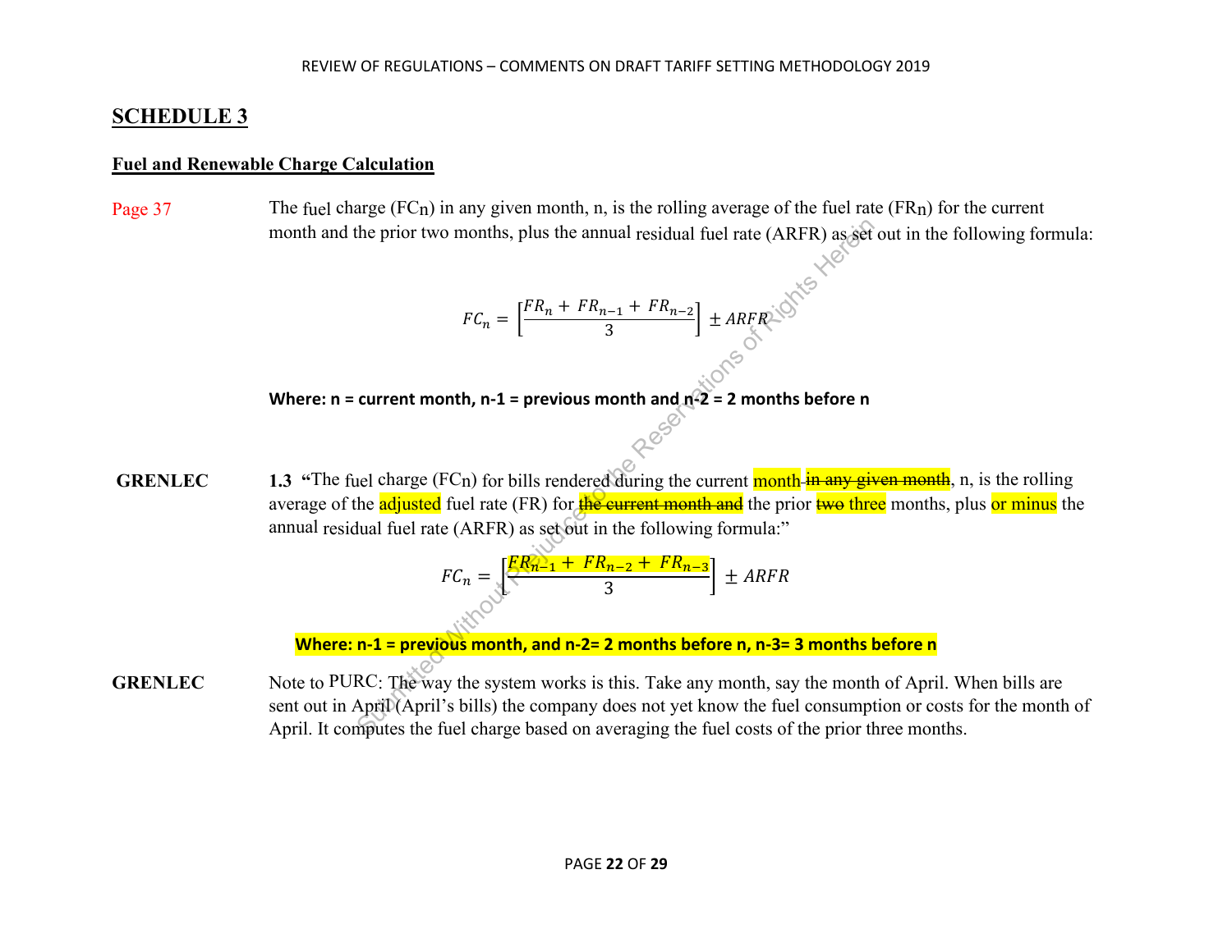## SCHEDULE 3

### Fuel and Renewable Charge Calculation

Page 37

The fuel charge ($FC_n$) in any given month, n, is the rolling average of the fuel rate ($FR_n$) for the current month and the prior two months, plus the annual residual fuel rate (ARFR) as set out in the following formula:

$$FC_n = \left[\frac{FR_n + FR_{n-1} + FR_{n-2}}{3}\right] \pm ARFR$$

**Where: n = current month, n-1 = previous month and n-2 = 2 months before n**

**GRENLEC**

**1.3** **"**The fuel charge ($FC_n$) for bills rendered during the current month ~~in any given month~~, n, is the rolling average of the adjusted fuel rate (FR) for ~~the current month and~~ the prior ~~two~~ three months, plus or minus the annual residual fuel rate (ARFR) as set out in the following formula:"

$$FC_n = \left[\frac{FR_{n-1} + FR_{n-2} + FR_{n-3}}{3}\right] \pm ARFR$$

**Where: n-1 = previous month, and n-2= 2 months before n, n-3= 3 months before n**

**GRENLEC**

Note to PURC: The way the system works is this. Take any month, say the month of April. When bills are sent out in April (April's bills) the company does not yet know the fuel consumption or costs for the month of April. It computes the fuel charge based on averaging the fuel costs of the prior three months.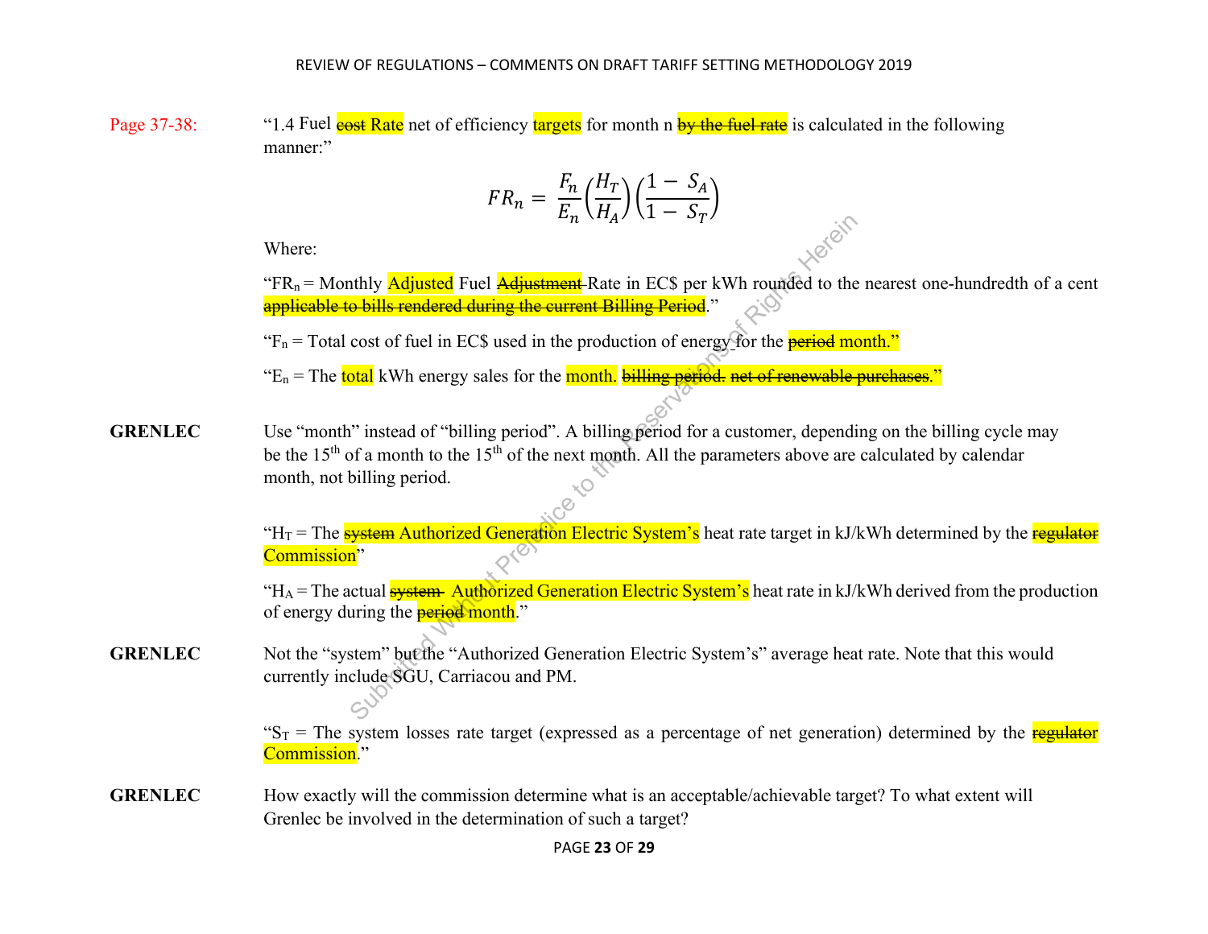Page 37-38: "1.4 Fuel ~~cost~~ Rate net of efficiency targets for month n ~~by the fuel rate~~ is calculated in the following manner:"

$$FR_n = \frac{F_n}{E_n}\left(\frac{H_T}{H_A}\right)\left(\frac{1 - S_A}{1 - S_T}\right)$$

Where:

"$FR_n$ = Monthly Adjusted Fuel ~~Adjustment~~ Rate in EC$ per kWh rounded to the nearest one-hundredth of a cent ~~applicable to bills rendered during the current Billing Period~~."

"$F_n$ = Total cost of fuel in EC$ used in the production of energy for the ~~period~~ month."

"$E_n$ = The total kWh energy sales for the month. ~~billing period. net of renewable purchases~~."

**GRENLEC** Use "month" instead of "billing period". A billing period for a customer, depending on the billing cycle may be the 15th of a month to the 15th of the next month. All the parameters above are calculated by calendar month, not billing period.

"$H_T$ = The ~~system~~ Authorized Generation Electric System's heat rate target in kJ/kWh determined by the ~~regulator~~ Commission"

"$H_A$ = The actual ~~system~~ Authorized Generation Electric System's heat rate in kJ/kWh derived from the production of energy during the ~~period~~ month."

**GRENLEC** Not the "system" but the "Authorized Generation Electric System's" average heat rate. Note that this would currently include SGU, Carriacou and PM.

"$S_T$ = The system losses rate target (expressed as a percentage of net generation) determined by the ~~regulator~~ Commission."

**GRENLEC** How exactly will the commission determine what is an acceptable/achievable target? To what extent will Grenlec be involved in the determination of such a target?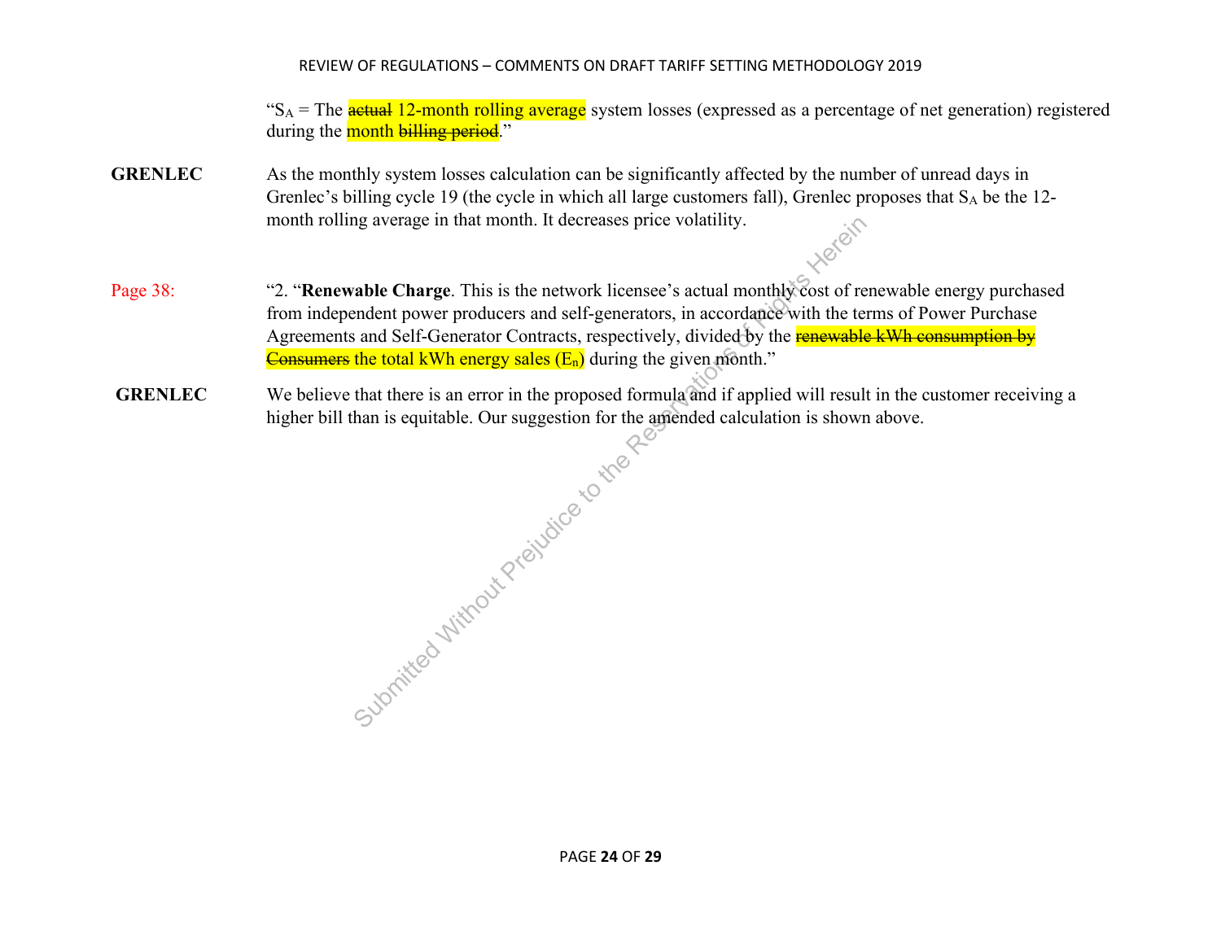"$S_A$ = The ~~actual~~ 12-month rolling average system losses (expressed as a percentage of net generation) registered during the month ~~billing period~~."

**GRENLEC** As the monthly system losses calculation can be significantly affected by the number of unread days in Grenlec's billing cycle 19 (the cycle in which all large customers fall), Grenlec proposes that $S_A$ be the 12-month rolling average in that month. It decreases price volatility.

Page 38: "2. "**Renewable Charge**. This is the network licensee's actual monthly cost of renewable energy purchased from independent power producers and self-generators, in accordance with the terms of Power Purchase Agreements and Self-Generator Contracts, respectively, divided by the ~~renewable kWh consumption by Consumers~~ the total kWh energy sales ($E_n$) during the given month."

**GRENLEC** We believe that there is an error in the proposed formula and if applied will result in the customer receiving a higher bill than is equitable. Our suggestion for the amended calculation is shown above.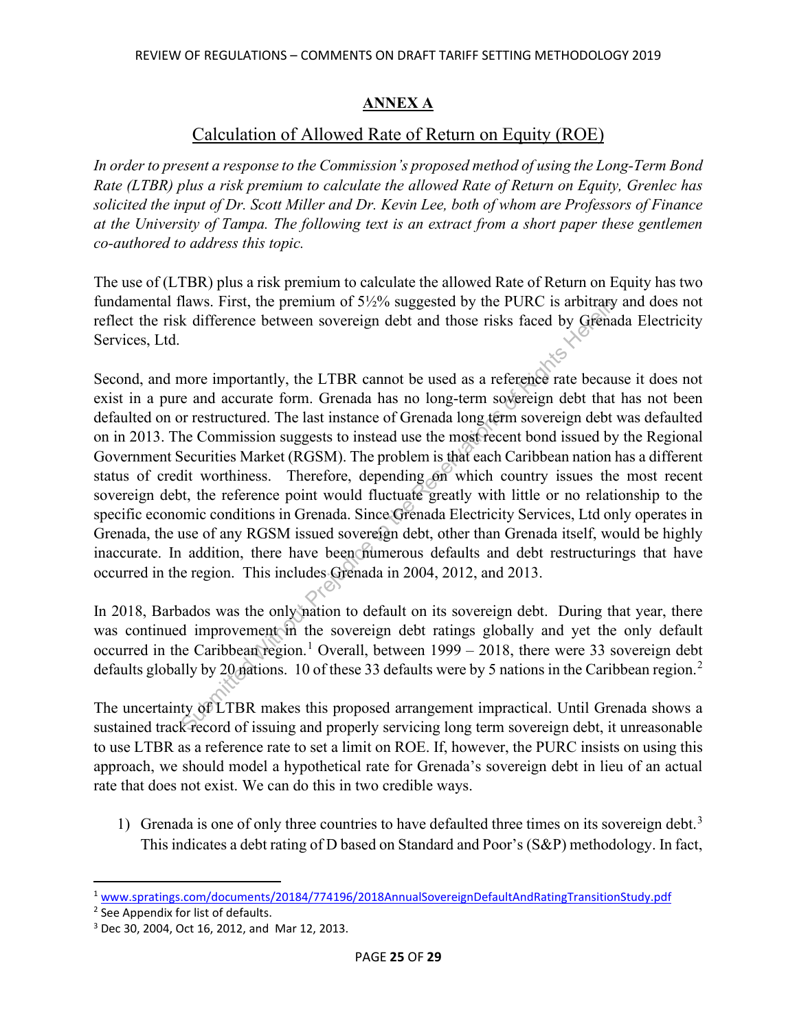## ANNEX A

## Calculation of Allowed Rate of Return on Equity (ROE)

*In order to present a response to the Commission's proposed method of using the Long-Term Bond Rate (LTBR) plus a risk premium to calculate the allowed Rate of Return on Equity, Grenlec has solicited the input of Dr. Scott Miller and Dr. Kevin Lee, both of whom are Professors of Finance at the University of Tampa. The following text is an extract from a short paper these gentlemen co-authored to address this topic.*

The use of (LTBR) plus a risk premium to calculate the allowed Rate of Return on Equity has two fundamental flaws. First, the premium of 5½% suggested by the PURC is arbitrary and does not reflect the risk difference between sovereign debt and those risks faced by Grenada Electricity Services, Ltd.

Second, and more importantly, the LTBR cannot be used as a reference rate because it does not exist in a pure and accurate form. Grenada has no long-term sovereign debt that has not been defaulted on or restructured. The last instance of Grenada long term sovereign debt was defaulted on in 2013. The Commission suggests to instead use the most recent bond issued by the Regional Government Securities Market (RGSM). The problem is that each Caribbean nation has a different status of credit worthiness. Therefore, depending on which country issues the most recent sovereign debt, the reference point would fluctuate greatly with little or no relationship to the specific economic conditions in Grenada. Since Grenada Electricity Services, Ltd only operates in Grenada, the use of any RGSM issued sovereign debt, other than Grenada itself, would be highly inaccurate. In addition, there have been numerous defaults and debt restructurings that have occurred in the region. This includes Grenada in 2004, 2012, and 2013.

In 2018, Barbados was the only nation to default on its sovereign debt. During that year, there was continued improvement in the sovereign debt ratings globally and yet the only default occurred in the Caribbean region.[1] Overall, between 1999 – 2018, there were 33 sovereign debt defaults globally by 20 nations. 10 of these 33 defaults were by 5 nations in the Caribbean region.[2]

The uncertainty of LTBR makes this proposed arrangement impractical. Until Grenada shows a sustained track record of issuing and properly servicing long term sovereign debt, it unreasonable to use LTBR as a reference rate to set a limit on ROE. If, however, the PURC insists on using this approach, we should model a hypothetical rate for Grenada's sovereign debt in lieu of an actual rate that does not exist. We can do this in two credible ways.

1) Grenada is one of only three countries to have defaulted three times on its sovereign debt.[3] This indicates a debt rating of D based on Standard and Poor's (S&P) methodology. In fact,

---

[1] www.spratings.com/documents/20184/774196/2018AnnualSovereignDefaultAndRatingTransitionStudy.pdf

[2] See Appendix for list of defaults.

[3] Dec 30, 2004, Oct 16, 2012, and Mar 12, 2013.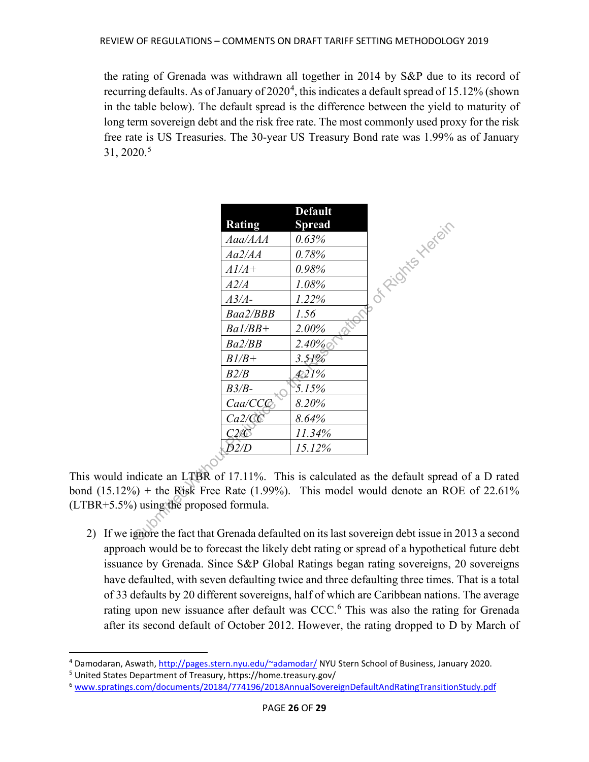the rating of Grenada was withdrawn all together in 2014 by S&P due to its record of recurring defaults. As of January of 2020[4], this indicates a default spread of 15.12% (shown in the table below). The default spread is the difference between the yield to maturity of long term sovereign debt and the risk free rate. The most commonly used proxy for the risk free rate is US Treasuries. The 30-year US Treasury Bond rate was 1.99% as of January 31, 2020.[5]

| Rating | Default Spread |
|---|---|
| *Aaa/AAA* | *0.63%* |
| *Aa2/AA* | *0.78%* |
| *A1/A+* | *0.98%* |
| *A2/A* | *1.08%* |
| *A3/A-* | *1.22%* |
| *Baa2/BBB* | *1.56* |
| *Ba1/BB+* | *2.00%* |
| *Ba2/BB* | *2.40%* |
| *B1/B+* | *3.51%* |
| *B2/B* | *4.21%* |
| *B3/B-* | *5.15%* |
| *Caa/CCC* | *8.20%* |
| *Ca2/CC* | *8.64%* |
| *C2/C* | *11.34%* |
| *D2/D* | *15.12%* |

This would indicate an LTBR of 17.11%. This is calculated as the default spread of a D rated bond (15.12%) + the Risk Free Rate (1.99%). This model would denote an ROE of 22.61% (LTBR+5.5%) using the proposed formula.

2) If we ignore the fact that Grenada defaulted on its last sovereign debt issue in 2013 a second approach would be to forecast the likely debt rating or spread of a hypothetical future debt issuance by Grenada. Since S&P Global Ratings began rating sovereigns, 20 sovereigns have defaulted, with seven defaulting twice and three defaulting three times. That is a total of 33 defaults by 20 different sovereigns, half of which are Caribbean nations. The average rating upon new issuance after default was CCC.[6] This was also the rating for Grenada after its second default of October 2012. However, the rating dropped to D by March of

---

[4] Damodaran, Aswath, http://pages.stern.nyu.edu/~adamodar/ NYU Stern School of Business, January 2020.

[5] United States Department of Treasury, https://home.treasury.gov/

[6] www.spratings.com/documents/20184/774196/2018AnnualSovereignDefaultAndRatingTransitionStudy.pdf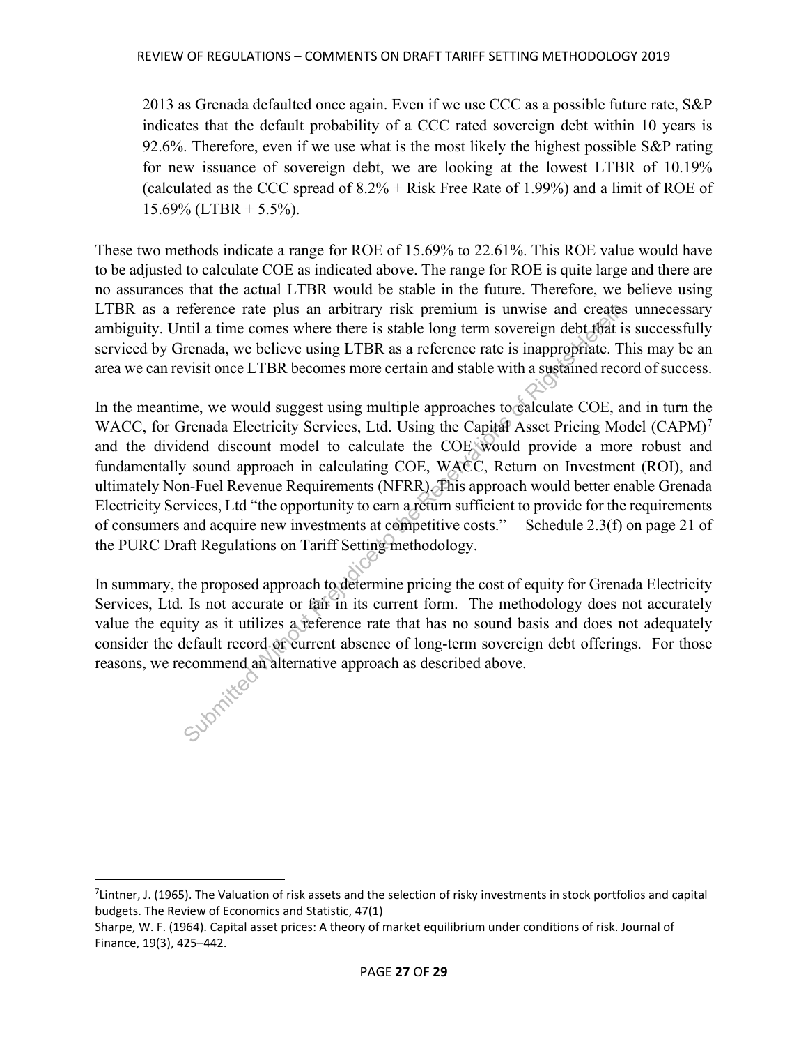2013 as Grenada defaulted once again. Even if we use CCC as a possible future rate, S&P indicates that the default probability of a CCC rated sovereign debt within 10 years is 92.6%. Therefore, even if we use what is the most likely the highest possible S&P rating for new issuance of sovereign debt, we are looking at the lowest LTBR of 10.19% (calculated as the CCC spread of 8.2% + Risk Free Rate of 1.99%) and a limit of ROE of 15.69% (LTBR + 5.5%).

These two methods indicate a range for ROE of 15.69% to 22.61%. This ROE value would have to be adjusted to calculate COE as indicated above. The range for ROE is quite large and there are no assurances that the actual LTBR would be stable in the future. Therefore, we believe using LTBR as a reference rate plus an arbitrary risk premium is unwise and creates unnecessary ambiguity. Until a time comes where there is stable long term sovereign debt that is successfully serviced by Grenada, we believe using LTBR as a reference rate is inappropriate. This may be an area we can revisit once LTBR becomes more certain and stable with a sustained record of success.

In the meantime, we would suggest using multiple approaches to calculate COE, and in turn the WACC, for Grenada Electricity Services, Ltd. Using the Capital Asset Pricing Model (CAPM)[7] and the dividend discount model to calculate the COE would provide a more robust and fundamentally sound approach in calculating COE, WACC, Return on Investment (ROI), and ultimately Non-Fuel Revenue Requirements (NFRR). This approach would better enable Grenada Electricity Services, Ltd "the opportunity to earn a return sufficient to provide for the requirements of consumers and acquire new investments at competitive costs." – Schedule 2.3(f) on page 21 of the PURC Draft Regulations on Tariff Setting methodology.

In summary, the proposed approach to determine pricing the cost of equity for Grenada Electricity Services, Ltd. Is not accurate or fair in its current form. The methodology does not accurately value the equity as it utilizes a reference rate that has no sound basis and does not adequately consider the default record or current absence of long-term sovereign debt offerings. For those reasons, we recommend an alternative approach as described above.

---

[7] Lintner, J. (1965). The Valuation of risk assets and the selection of risky investments in stock portfolios and capital budgets. The Review of Economics and Statistic, 47(1)

Sharpe, W. F. (1964). Capital asset prices: A theory of market equilibrium under conditions of risk. Journal of Finance, 19(3), 425–442.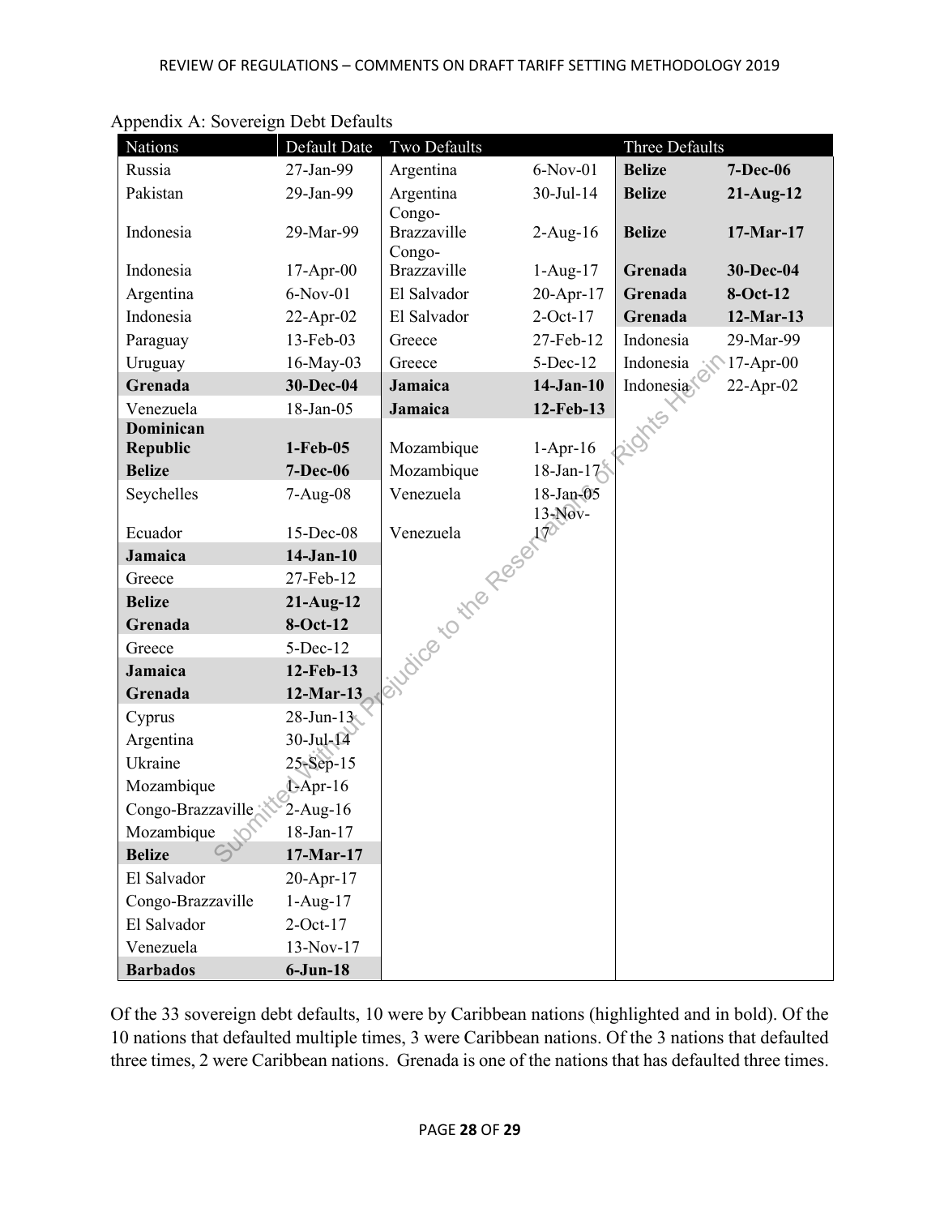Appendix A: Sovereign Debt Defaults

| Nations | Default Date | Two Defaults | | Three Defaults | |
|---|---|---|---|---|---|
| Russia | 27-Jan-99 | Argentina | 6-Nov-01 | **Belize** | **7-Dec-06** |
| Pakistan | 29-Jan-99 | Argentina | 30-Jul-14 | **Belize** | **21-Aug-12** |
| Indonesia | 29-Mar-99 | Congo-Brazzaville | 2-Aug-16 | **Belize** | **17-Mar-17** |
| Indonesia | 17-Apr-00 | Congo-Brazzaville | 1-Aug-17 | **Grenada** | **30-Dec-04** |
| Argentina | 6-Nov-01 | El Salvador | 20-Apr-17 | **Grenada** | **8-Oct-12** |
| Indonesia | 22-Apr-02 | El Salvador | 2-Oct-17 | **Grenada** | **12-Mar-13** |
| Paraguay | 13-Feb-03 | Greece | 27-Feb-12 | Indonesia | 29-Mar-99 |
| Uruguay | 16-May-03 | Greece | 5-Dec-12 | Indonesia | 17-Apr-00 |
| **Grenada** | **30-Dec-04** | **Jamaica** | **14-Jan-10** | Indonesia | 22-Apr-02 |
| Venezuela | 18-Jan-05 | **Jamaica** | **12-Feb-13** | | |
| **Dominican Republic** | **1-Feb-05** | Mozambique | 1-Apr-16 | | |
| **Belize** | **7-Dec-06** | Mozambique | 18-Jan-17 | | |
| Seychelles | 7-Aug-08 | Venezuela | 18-Jan-05 | | |
| Ecuador | 15-Dec-08 | Venezuela | 13-Nov-17 | | |
| **Jamaica** | **14-Jan-10** | | | | |
| Greece | 27-Feb-12 | | | | |
| **Belize** | **21-Aug-12** | | | | |
| **Grenada** | **8-Oct-12** | | | | |
| Greece | 5-Dec-12 | | | | |
| **Jamaica** | **12-Feb-13** | | | | |
| **Grenada** | **12-Mar-13** | | | | |
| Cyprus | 28-Jun-13 | | | | |
| Argentina | 30-Jul-14 | | | | |
| Ukraine | 25-Sep-15 | | | | |
| Mozambique | 1-Apr-16 | | | | |
| Congo-Brazzaville | 2-Aug-16 | | | | |
| Mozambique | 18-Jan-17 | | | | |
| **Belize** | **17-Mar-17** | | | | |
| El Salvador | 20-Apr-17 | | | | |
| Congo-Brazzaville | 1-Aug-17 | | | | |
| El Salvador | 2-Oct-17 | | | | |
| Venezuela | 13-Nov-17 | | | | |
| **Barbados** | **6-Jun-18** | | | | |

Of the 33 sovereign debt defaults, 10 were by Caribbean nations (highlighted and in bold). Of the 10 nations that defaulted multiple times, 3 were Caribbean nations. Of the 3 nations that defaulted three times, 2 were Caribbean nations. Grenada is one of the nations that has defaulted three times.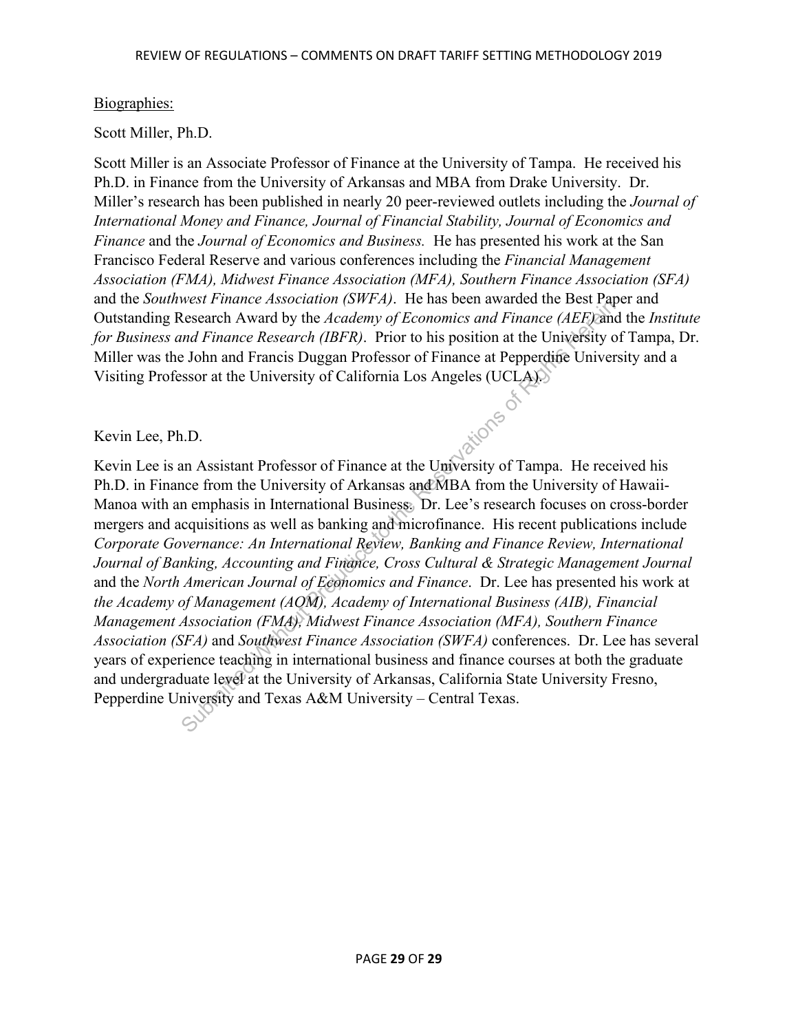Biographies:

Scott Miller, Ph.D.

Scott Miller is an Associate Professor of Finance at the University of Tampa. He received his Ph.D. in Finance from the University of Arkansas and MBA from Drake University. Dr. Miller's research has been published in nearly 20 peer-reviewed outlets including the *Journal of International Money and Finance, Journal of Financial Stability, Journal of Economics and Finance* and the *Journal of Economics and Business.* He has presented his work at the San Francisco Federal Reserve and various conferences including the *Financial Management Association (FMA), Midwest Finance Association (MFA), Southern Finance Association (SFA)* and the *Southwest Finance Association (SWFA)*. He has been awarded the Best Paper and Outstanding Research Award by the *Academy of Economics and Finance (AEF)* and the *Institute for Business and Finance Research (IBFR)*. Prior to his position at the University of Tampa, Dr. Miller was the John and Francis Duggan Professor of Finance at Pepperdine University and a Visiting Professor at the University of California Los Angeles (UCLA).

Kevin Lee, Ph.D.

Kevin Lee is an Assistant Professor of Finance at the University of Tampa. He received his Ph.D. in Finance from the University of Arkansas and MBA from the University of Hawaii-Manoa with an emphasis in International Business. Dr. Lee's research focuses on cross-border mergers and acquisitions as well as banking and microfinance. His recent publications include *Corporate Governance: An International Review, Banking and Finance Review, International Journal of Banking, Accounting and Finance, Cross Cultural & Strategic Management Journal* and the *North American Journal of Economics and Finance*. Dr. Lee has presented his work at *the Academy of Management (AOM), Academy of International Business (AIB), Financial Management Association (FMA), Midwest Finance Association (MFA), Southern Finance Association (SFA)* and *Southwest Finance Association (SWFA)* conferences. Dr. Lee has several years of experience teaching in international business and finance courses at both the graduate and undergraduate level at the University of Arkansas, California State University Fresno, Pepperdine University and Texas A&M University – Central Texas.